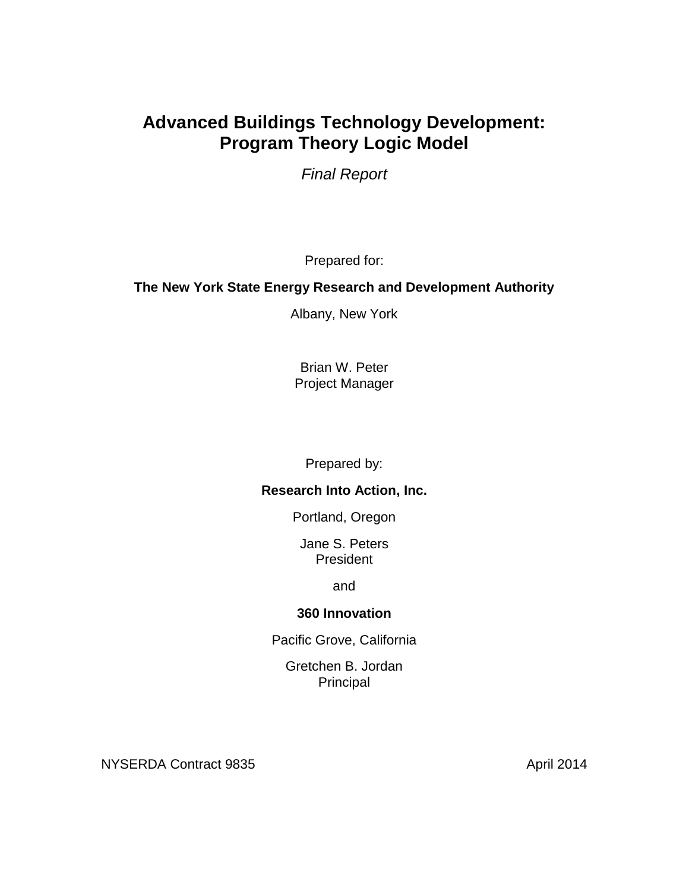# Advanced Buildings Technology Development: Program Theory Logic Model

*Final Report*

Prepared for:

**The New York State Energy Research and Development Authority**

Albany, New York

Brian W. Peter
Project Manager

Prepared by:

**Research Into Action, Inc.**

Portland, Oregon

Jane S. Peters
President

and

**360 Innovation**

Pacific Grove, California

Gretchen B. Jordan
Principal

NYSERDA Contract 9835

April 2014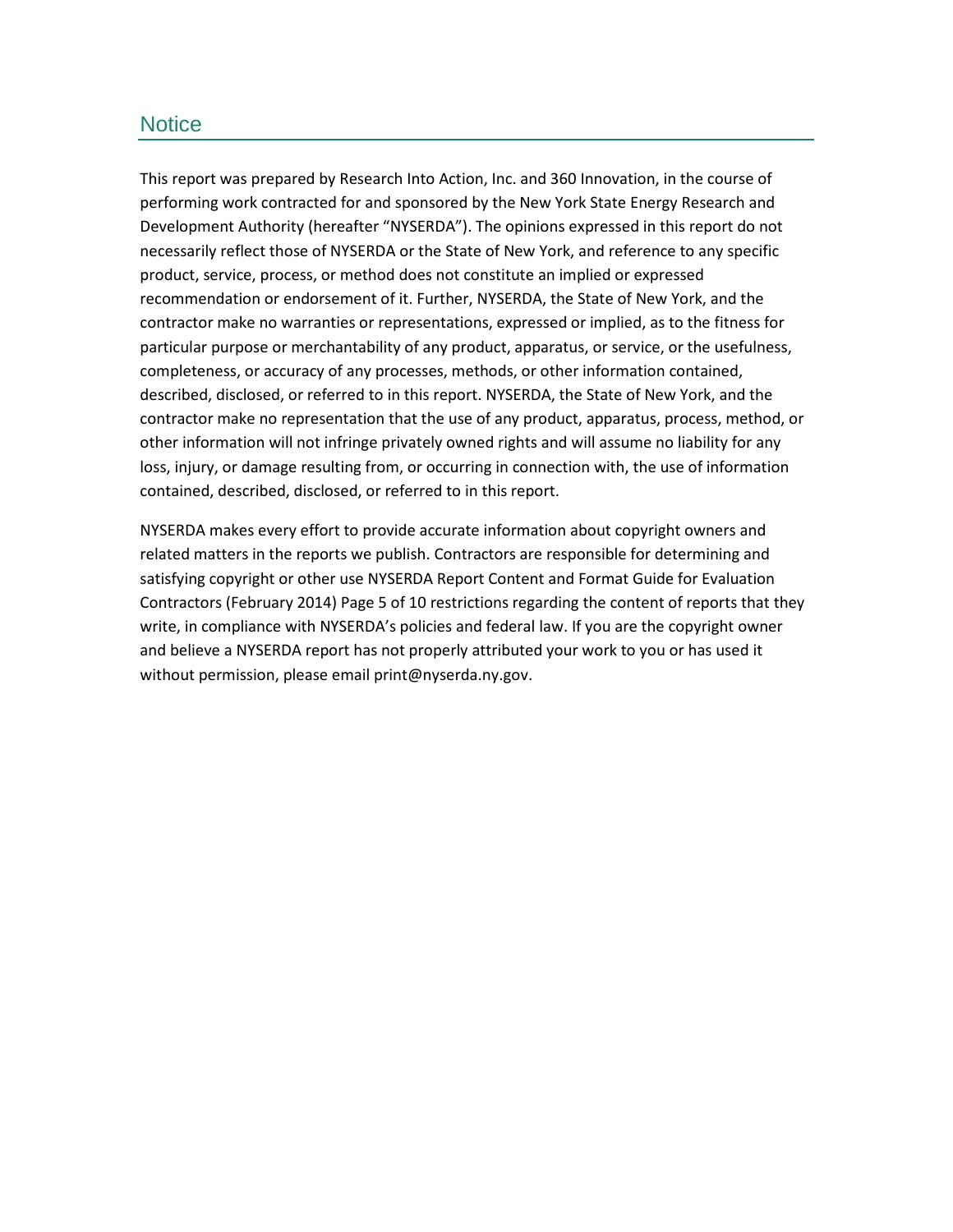## Notice

This report was prepared by Research Into Action, Inc. and 360 Innovation, in the course of performing work contracted for and sponsored by the New York State Energy Research and Development Authority (hereafter "NYSERDA"). The opinions expressed in this report do not necessarily reflect those of NYSERDA or the State of New York, and reference to any specific product, service, process, or method does not constitute an implied or expressed recommendation or endorsement of it. Further, NYSERDA, the State of New York, and the contractor make no warranties or representations, expressed or implied, as to the fitness for particular purpose or merchantability of any product, apparatus, or service, or the usefulness, completeness, or accuracy of any processes, methods, or other information contained, described, disclosed, or referred to in this report. NYSERDA, the State of New York, and the contractor make no representation that the use of any product, apparatus, process, method, or other information will not infringe privately owned rights and will assume no liability for any loss, injury, or damage resulting from, or occurring in connection with, the use of information contained, described, disclosed, or referred to in this report.

NYSERDA makes every effort to provide accurate information about copyright owners and related matters in the reports we publish. Contractors are responsible for determining and satisfying copyright or other use NYSERDA Report Content and Format Guide for Evaluation Contractors (February 2014) Page 5 of 10 restrictions regarding the content of reports that they write, in compliance with NYSERDA's policies and federal law. If you are the copyright owner and believe a NYSERDA report has not properly attributed your work to you or has used it without permission, please email print@nyserda.ny.gov.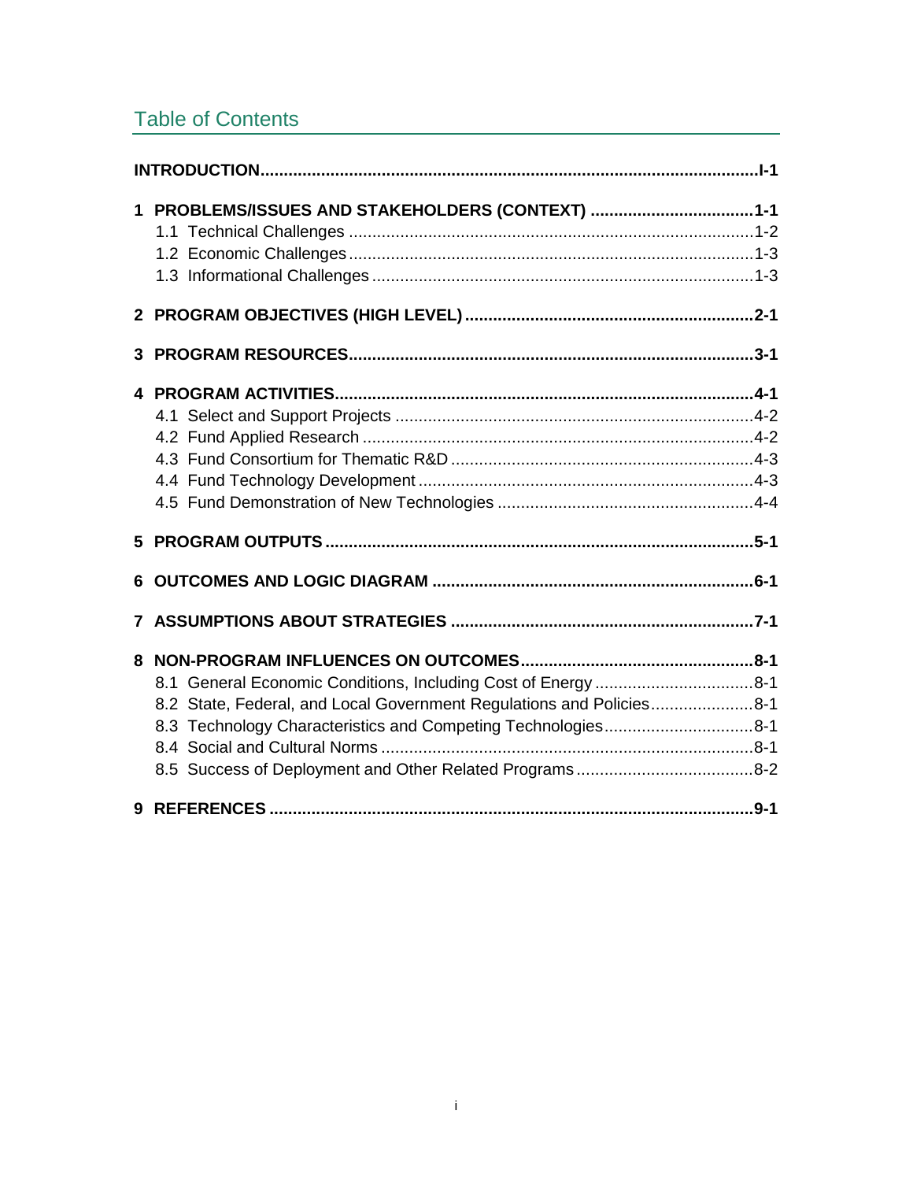## Table of Contents

**INTRODUCTION** .......... **I-1**

**1 PROBLEMS/ISSUES AND STAKEHOLDERS (CONTEXT)** .......... **1-1**
- 1.1 Technical Challenges .......... 1-2
- 1.2 Economic Challenges .......... 1-3
- 1.3 Informational Challenges .......... 1-3

**2 PROGRAM OBJECTIVES (HIGH LEVEL)** .......... **2-1**

**3 PROGRAM RESOURCES** .......... **3-1**

**4 PROGRAM ACTIVITIES** .......... **4-1**
- 4.1 Select and Support Projects .......... 4-2
- 4.2 Fund Applied Research .......... 4-2
- 4.3 Fund Consortium for Thematic R&D .......... 4-3
- 4.4 Fund Technology Development .......... 4-3
- 4.5 Fund Demonstration of New Technologies .......... 4-4

**5 PROGRAM OUTPUTS** .......... **5-1**

**6 OUTCOMES AND LOGIC DIAGRAM** .......... **6-1**

**7 ASSUMPTIONS ABOUT STRATEGIES** .......... **7-1**

**8 NON-PROGRAM INFLUENCES ON OUTCOMES** .......... **8-1**
- 8.1 General Economic Conditions, Including Cost of Energy .......... 8-1
- 8.2 State, Federal, and Local Government Regulations and Policies .......... 8-1
- 8.3 Technology Characteristics and Competing Technologies .......... 8-1
- 8.4 Social and Cultural Norms .......... 8-1
- 8.5 Success of Deployment and Other Related Programs .......... 8-2

**9 REFERENCES** .......... **9-1**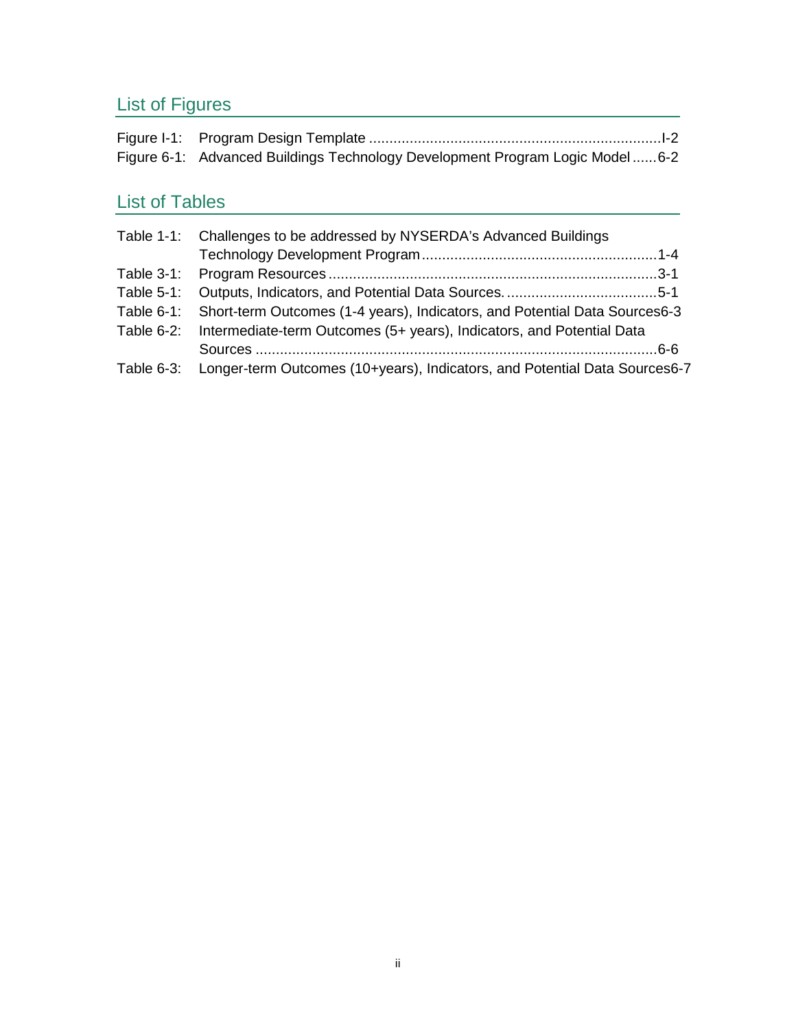## List of Figures

Figure I-1: Program Design Template ........................................................................I-2
Figure 6-1: Advanced Buildings Technology Development Program Logic Model ......6-2

## List of Tables

Table 1-1: Challenges to be addressed by NYSERDA's Advanced Buildings Technology Development Program..........................................................1-4
Table 3-1: Program Resources .................................................................................3-1
Table 5-1: Outputs, Indicators, and Potential Data Sources. .....................................5-1
Table 6-1: Short-term Outcomes (1-4 years), Indicators, and Potential Data Sources6-3
Table 6-2: Intermediate-term Outcomes (5+ years), Indicators, and Potential Data Sources ...................................................................................................6-6
Table 6-3: Longer-term Outcomes (10+years), Indicators, and Potential Data Sources6-7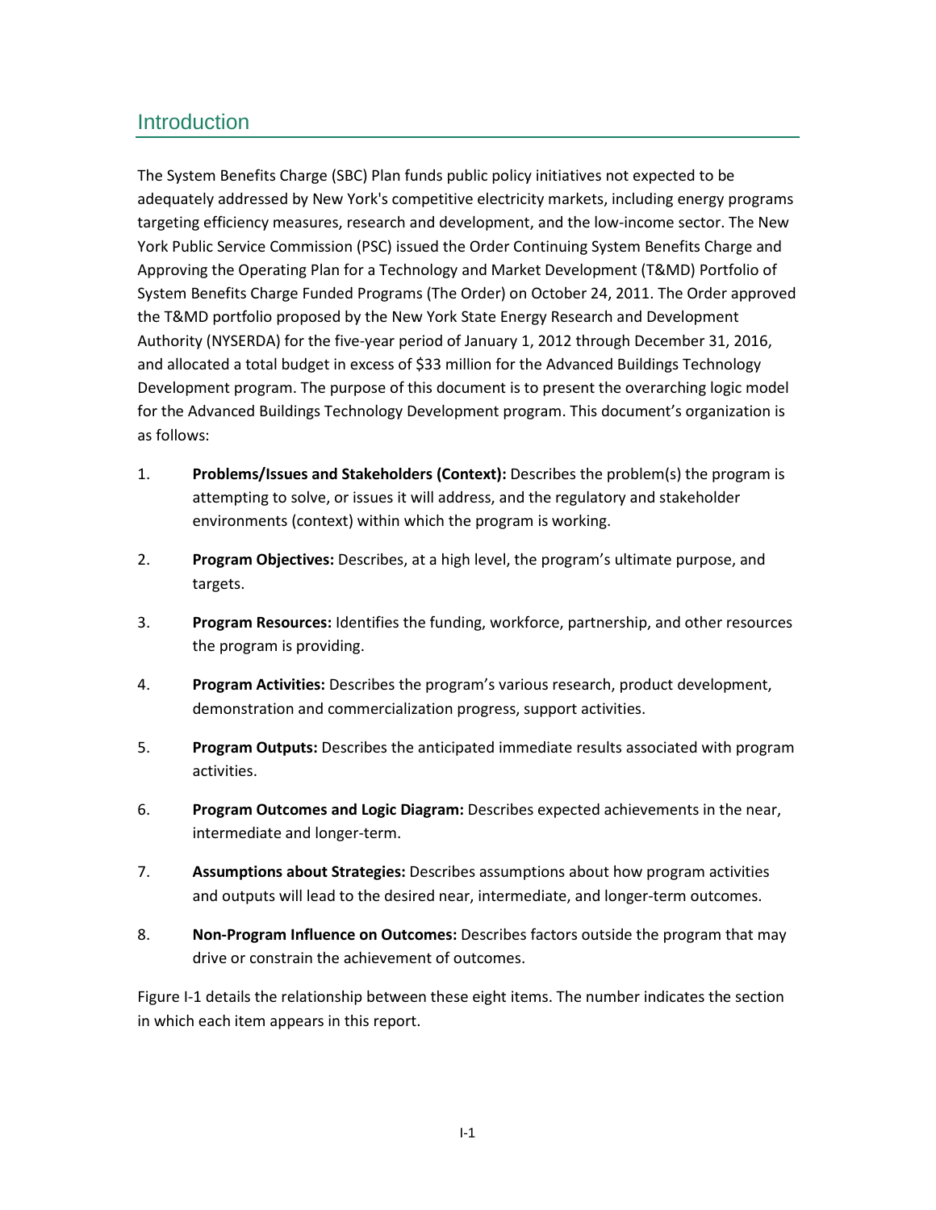# Introduction

The System Benefits Charge (SBC) Plan funds public policy initiatives not expected to be adequately addressed by New York's competitive electricity markets, including energy programs targeting efficiency measures, research and development, and the low-income sector. The New York Public Service Commission (PSC) issued the Order Continuing System Benefits Charge and Approving the Operating Plan for a Technology and Market Development (T&MD) Portfolio of System Benefits Charge Funded Programs (The Order) on October 24, 2011. The Order approved the T&MD portfolio proposed by the New York State Energy Research and Development Authority (NYSERDA) for the five-year period of January 1, 2012 through December 31, 2016, and allocated a total budget in excess of $33 million for the Advanced Buildings Technology Development program. The purpose of this document is to present the overarching logic model for the Advanced Buildings Technology Development program. This document's organization is as follows:

1. **Problems/Issues and Stakeholders (Context):** Describes the problem(s) the program is attempting to solve, or issues it will address, and the regulatory and stakeholder environments (context) within which the program is working.
2. **Program Objectives:** Describes, at a high level, the program's ultimate purpose, and targets.
3. **Program Resources:** Identifies the funding, workforce, partnership, and other resources the program is providing.
4. **Program Activities:** Describes the program's various research, product development, demonstration and commercialization progress, support activities.
5. **Program Outputs:** Describes the anticipated immediate results associated with program activities.
6. **Program Outcomes and Logic Diagram:** Describes expected achievements in the near, intermediate and longer-term.
7. **Assumptions about Strategies:** Describes assumptions about how program activities and outputs will lead to the desired near, intermediate, and longer-term outcomes.
8. **Non-Program Influence on Outcomes:** Describes factors outside the program that may drive or constrain the achievement of outcomes.

Figure I-1 details the relationship between these eight items. The number indicates the section in which each item appears in this report.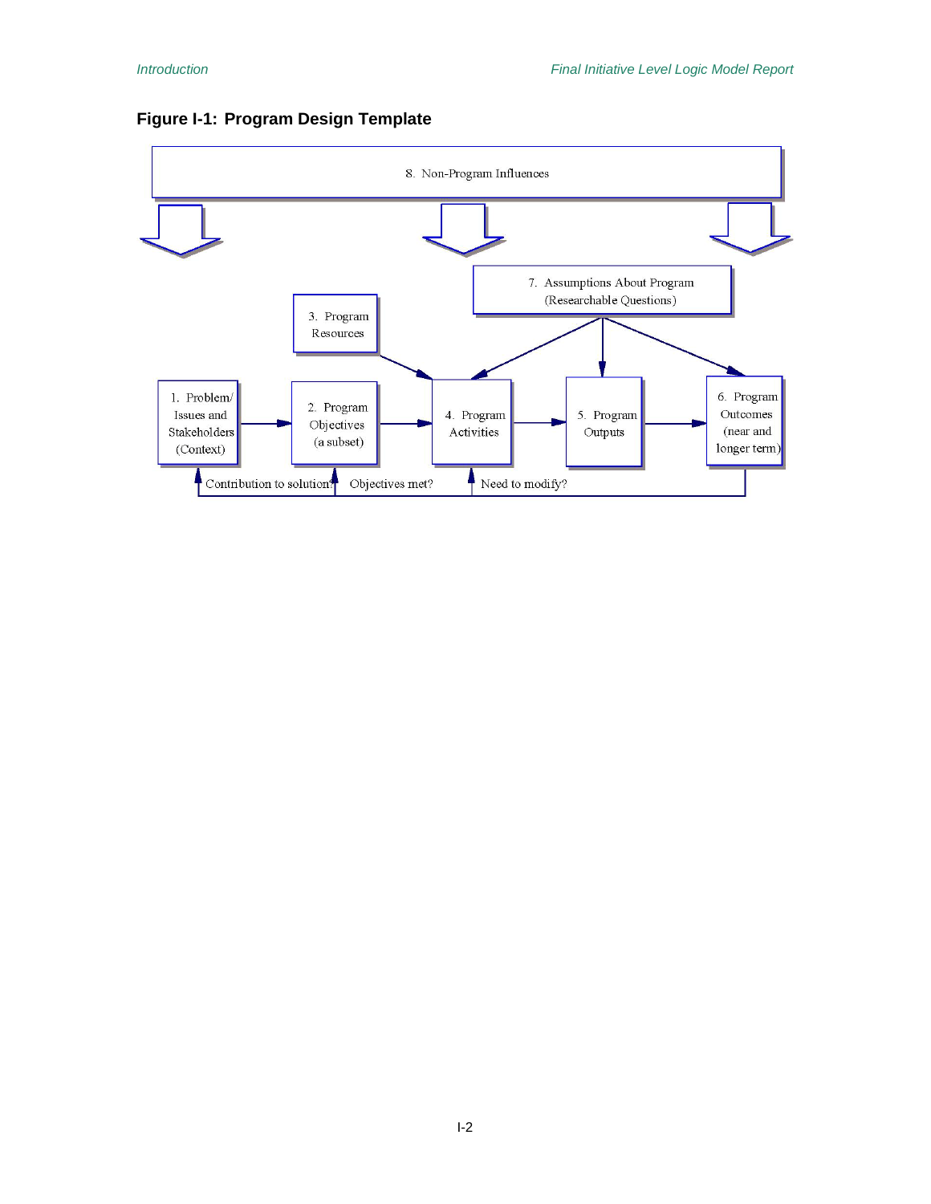**Figure I-1: Program Design Template**

8. Non-Program Influences

7. Assumptions About Program (Researchable Questions)

3. Program Resources

1. Problem/ Issues and Stakeholders (Context)

2. Program Objectives (a subset)

4. Program Activities

5. Program Outputs

6. Program Outcomes (near and longer term)

Contribution to solution?

Objectives met?

Need to modify?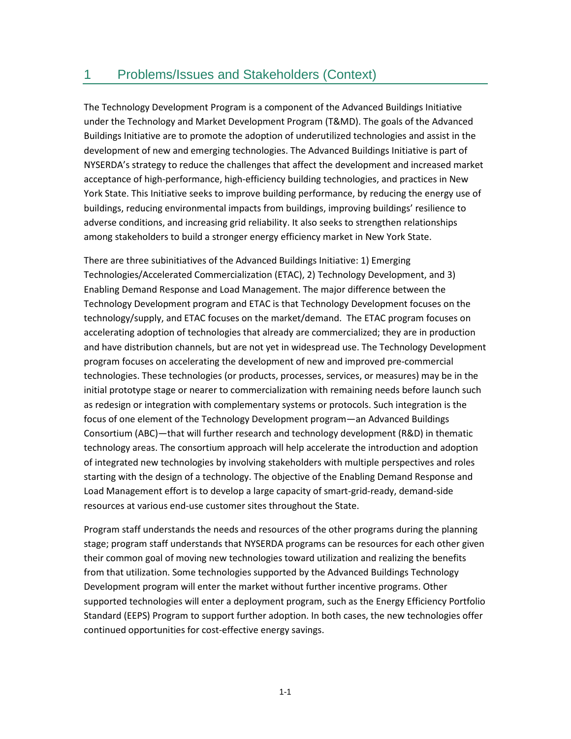# 1 Problems/Issues and Stakeholders (Context)

The Technology Development Program is a component of the Advanced Buildings Initiative under the Technology and Market Development Program (T&MD). The goals of the Advanced Buildings Initiative are to promote the adoption of underutilized technologies and assist in the development of new and emerging technologies. The Advanced Buildings Initiative is part of NYSERDA's strategy to reduce the challenges that affect the development and increased market acceptance of high-performance, high-efficiency building technologies, and practices in New York State. This Initiative seeks to improve building performance, by reducing the energy use of buildings, reducing environmental impacts from buildings, improving buildings' resilience to adverse conditions, and increasing grid reliability. It also seeks to strengthen relationships among stakeholders to build a stronger energy efficiency market in New York State.

There are three subinitiatives of the Advanced Buildings Initiative: 1) Emerging Technologies/Accelerated Commercialization (ETAC), 2) Technology Development, and 3) Enabling Demand Response and Load Management. The major difference between the Technology Development program and ETAC is that Technology Development focuses on the technology/supply, and ETAC focuses on the market/demand. The ETAC program focuses on accelerating adoption of technologies that already are commercialized; they are in production and have distribution channels, but are not yet in widespread use. The Technology Development program focuses on accelerating the development of new and improved pre-commercial technologies. These technologies (or products, processes, services, or measures) may be in the initial prototype stage or nearer to commercialization with remaining needs before launch such as redesign or integration with complementary systems or protocols. Such integration is the focus of one element of the Technology Development program—an Advanced Buildings Consortium (ABC)—that will further research and technology development (R&D) in thematic technology areas. The consortium approach will help accelerate the introduction and adoption of integrated new technologies by involving stakeholders with multiple perspectives and roles starting with the design of a technology. The objective of the Enabling Demand Response and Load Management effort is to develop a large capacity of smart-grid-ready, demand-side resources at various end-use customer sites throughout the State.

Program staff understands the needs and resources of the other programs during the planning stage; program staff understands that NYSERDA programs can be resources for each other given their common goal of moving new technologies toward utilization and realizing the benefits from that utilization. Some technologies supported by the Advanced Buildings Technology Development program will enter the market without further incentive programs. Other supported technologies will enter a deployment program, such as the Energy Efficiency Portfolio Standard (EEPS) Program to support further adoption. In both cases, the new technologies offer continued opportunities for cost-effective energy savings.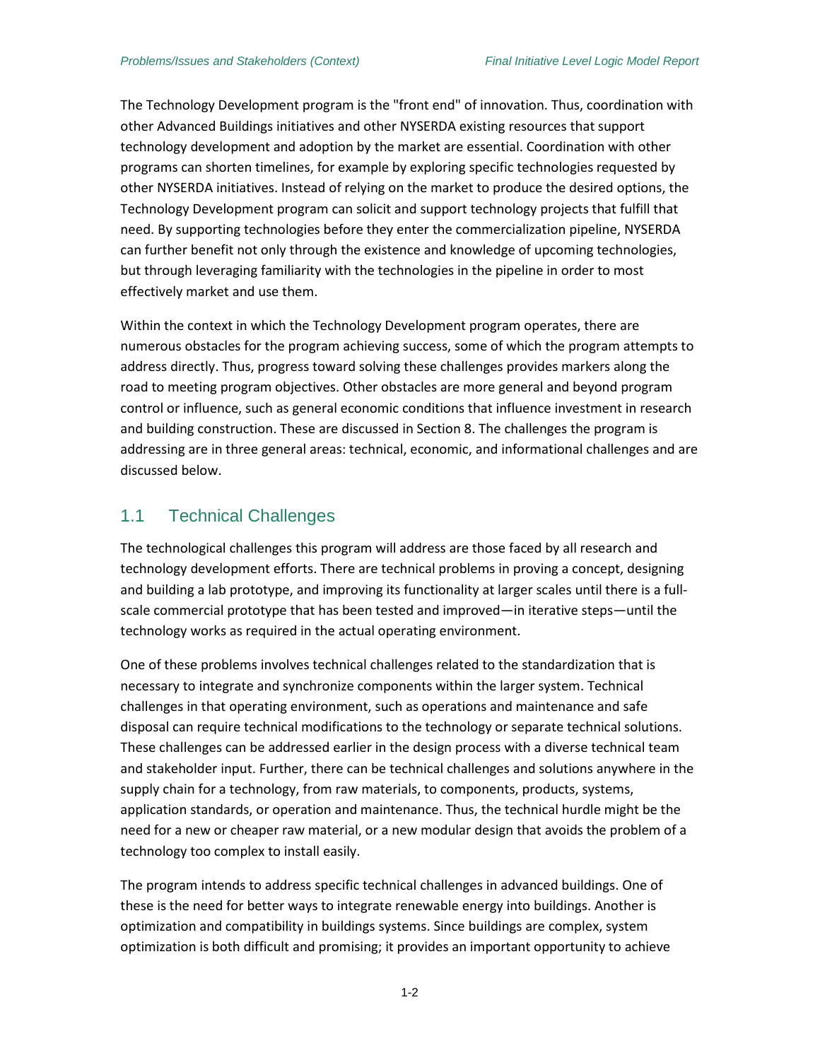The Technology Development program is the "front end" of innovation. Thus, coordination with other Advanced Buildings initiatives and other NYSERDA existing resources that support technology development and adoption by the market are essential. Coordination with other programs can shorten timelines, for example by exploring specific technologies requested by other NYSERDA initiatives. Instead of relying on the market to produce the desired options, the Technology Development program can solicit and support technology projects that fulfill that need. By supporting technologies before they enter the commercialization pipeline, NYSERDA can further benefit not only through the existence and knowledge of upcoming technologies, but through leveraging familiarity with the technologies in the pipeline in order to most effectively market and use them.

Within the context in which the Technology Development program operates, there are numerous obstacles for the program achieving success, some of which the program attempts to address directly. Thus, progress toward solving these challenges provides markers along the road to meeting program objectives. Other obstacles are more general and beyond program control or influence, such as general economic conditions that influence investment in research and building construction. These are discussed in Section 8. The challenges the program is addressing are in three general areas: technical, economic, and informational challenges and are discussed below.

## 1.1 Technical Challenges

The technological challenges this program will address are those faced by all research and technology development efforts. There are technical problems in proving a concept, designing and building a lab prototype, and improving its functionality at larger scales until there is a full-scale commercial prototype that has been tested and improved—in iterative steps—until the technology works as required in the actual operating environment.

One of these problems involves technical challenges related to the standardization that is necessary to integrate and synchronize components within the larger system. Technical challenges in that operating environment, such as operations and maintenance and safe disposal can require technical modifications to the technology or separate technical solutions. These challenges can be addressed earlier in the design process with a diverse technical team and stakeholder input. Further, there can be technical challenges and solutions anywhere in the supply chain for a technology, from raw materials, to components, products, systems, application standards, or operation and maintenance. Thus, the technical hurdle might be the need for a new or cheaper raw material, or a new modular design that avoids the problem of a technology too complex to install easily.

The program intends to address specific technical challenges in advanced buildings. One of these is the need for better ways to integrate renewable energy into buildings. Another is optimization and compatibility in buildings systems. Since buildings are complex, system optimization is both difficult and promising; it provides an important opportunity to achieve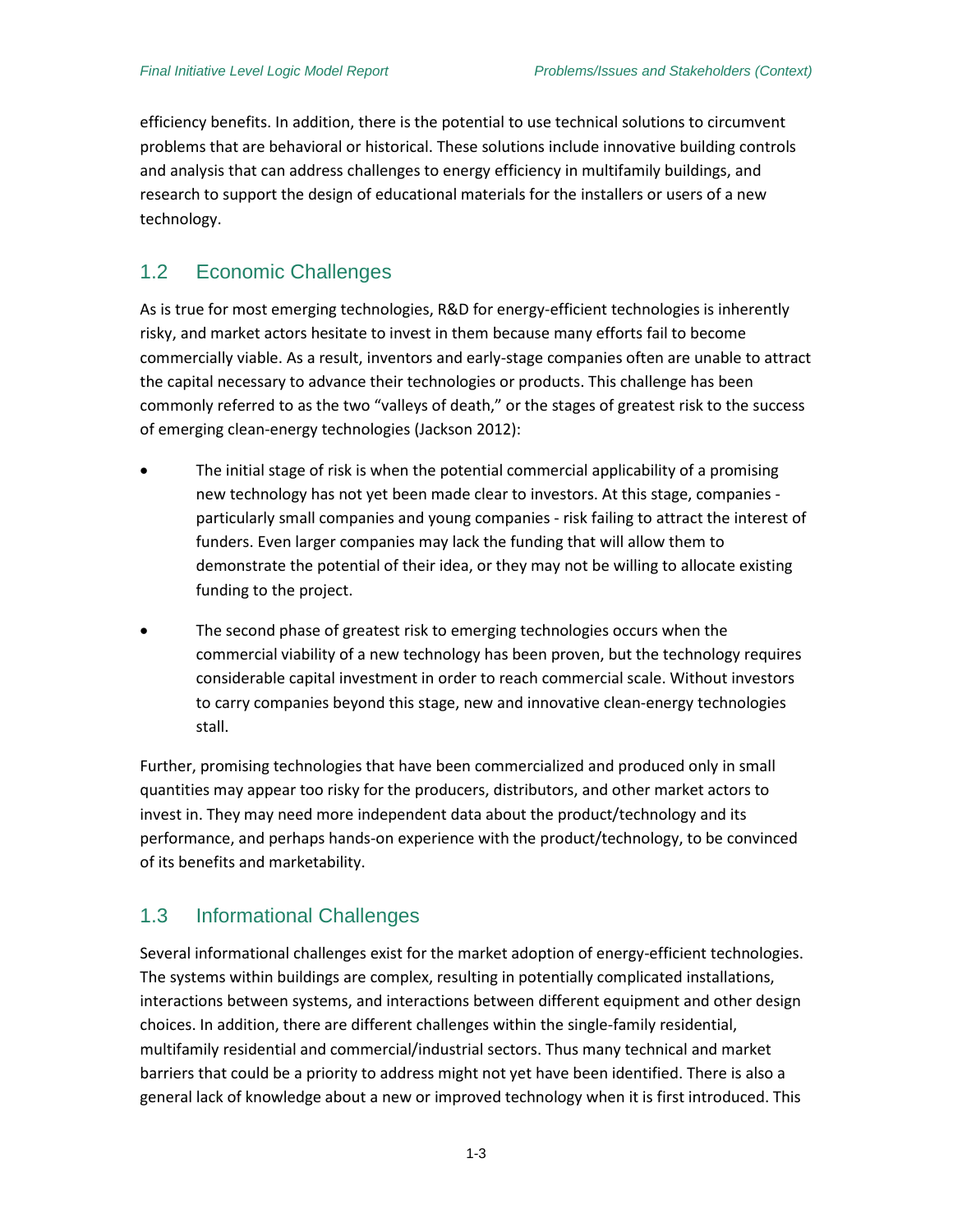efficiency benefits. In addition, there is the potential to use technical solutions to circumvent problems that are behavioral or historical. These solutions include innovative building controls and analysis that can address challenges to energy efficiency in multifamily buildings, and research to support the design of educational materials for the installers or users of a new technology.

## 1.2 Economic Challenges

As is true for most emerging technologies, R&D for energy-efficient technologies is inherently risky, and market actors hesitate to invest in them because many efforts fail to become commercially viable. As a result, inventors and early-stage companies often are unable to attract the capital necessary to advance their technologies or products. This challenge has been commonly referred to as the two "valleys of death," or the stages of greatest risk to the success of emerging clean-energy technologies (Jackson 2012):

- The initial stage of risk is when the potential commercial applicability of a promising new technology has not yet been made clear to investors. At this stage, companies - particularly small companies and young companies - risk failing to attract the interest of funders. Even larger companies may lack the funding that will allow them to demonstrate the potential of their idea, or they may not be willing to allocate existing funding to the project.

- The second phase of greatest risk to emerging technologies occurs when the commercial viability of a new technology has been proven, but the technology requires considerable capital investment in order to reach commercial scale. Without investors to carry companies beyond this stage, new and innovative clean-energy technologies stall.

Further, promising technologies that have been commercialized and produced only in small quantities may appear too risky for the producers, distributors, and other market actors to invest in. They may need more independent data about the product/technology and its performance, and perhaps hands-on experience with the product/technology, to be convinced of its benefits and marketability.

## 1.3 Informational Challenges

Several informational challenges exist for the market adoption of energy-efficient technologies. The systems within buildings are complex, resulting in potentially complicated installations, interactions between systems, and interactions between different equipment and other design choices. In addition, there are different challenges within the single-family residential, multifamily residential and commercial/industrial sectors. Thus many technical and market barriers that could be a priority to address might not yet have been identified. There is also a general lack of knowledge about a new or improved technology when it is first introduced. This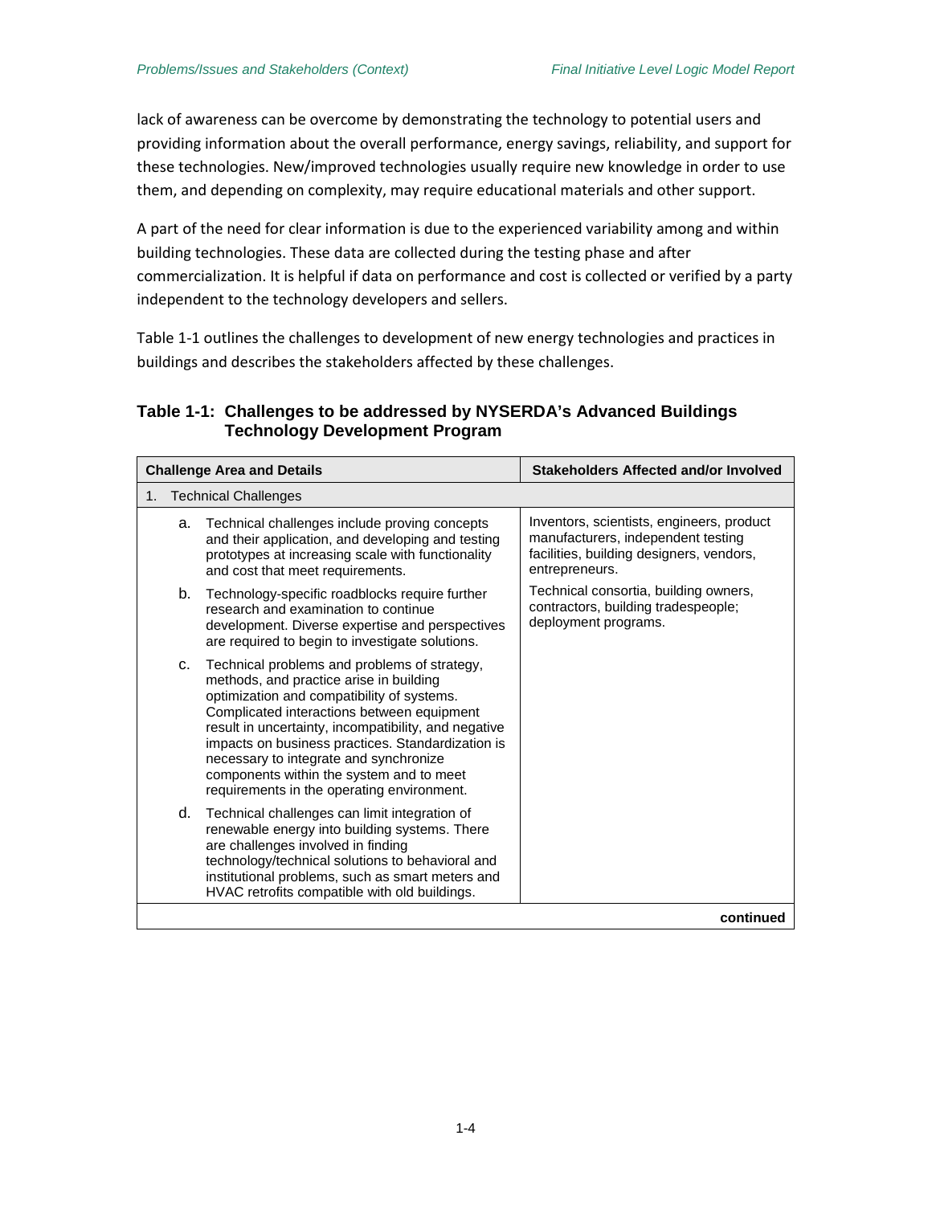lack of awareness can be overcome by demonstrating the technology to potential users and providing information about the overall performance, energy savings, reliability, and support for these technologies. New/improved technologies usually require new knowledge in order to use them, and depending on complexity, may require educational materials and other support.

A part of the need for clear information is due to the experienced variability among and within building technologies. These data are collected during the testing phase and after commercialization. It is helpful if data on performance and cost is collected or verified by a party independent to the technology developers and sellers.

Table 1-1 outlines the challenges to development of new energy technologies and practices in buildings and describes the stakeholders affected by these challenges.

**Table 1-1: Challenges to be addressed by NYSERDA's Advanced Buildings Technology Development Program**

| Challenge Area and Details | Stakeholders Affected and/or Involved |
| --- | --- |
| 1. Technical Challenges | |
| a. Technical challenges include proving concepts and their application, and developing and testing prototypes at increasing scale with functionality and cost that meet requirements. | Inventors, scientists, engineers, product manufacturers, independent testing facilities, building designers, vendors, entrepreneurs. |
| b. Technology-specific roadblocks require further research and examination to continue development. Diverse expertise and perspectives are required to begin to investigate solutions. | Technical consortia, building owners, contractors, building tradespeople; deployment programs. |
| c. Technical problems and problems of strategy, methods, and practice arise in building optimization and compatibility of systems. Complicated interactions between equipment result in uncertainty, incompatibility, and negative impacts on business practices. Standardization is necessary to integrate and synchronize components within the system and to meet requirements in the operating environment. | |
| d. Technical challenges can limit integration of renewable energy into building systems. There are challenges involved in finding technology/technical solutions to behavioral and institutional problems, such as smart meters and HVAC retrofits compatible with old buildings. | |
| | **continued** |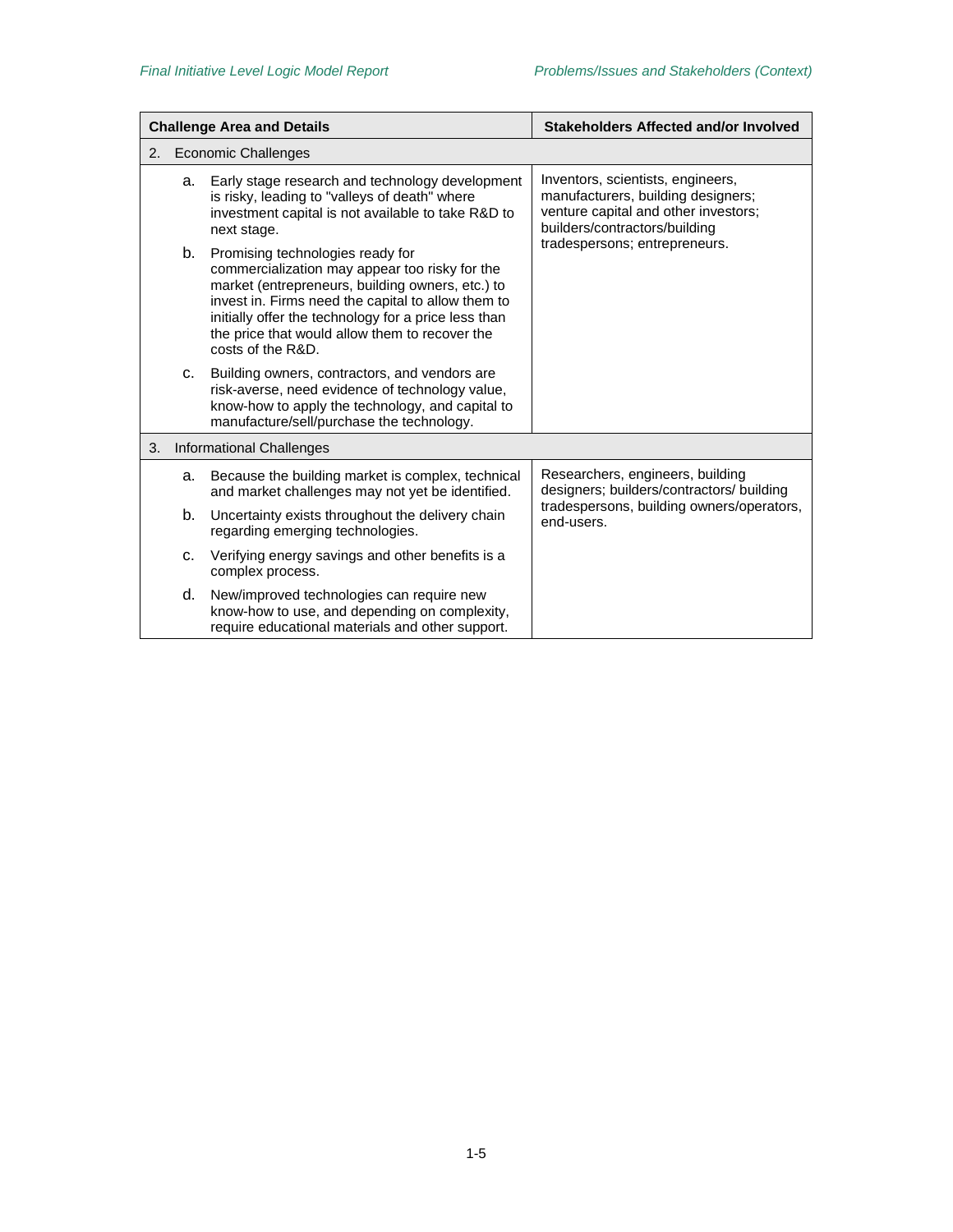| Challenge Area and Details | Stakeholders Affected and/or Involved |
|---|---|
| **2. Economic Challenges** | |
| a. Early stage research and technology development is risky, leading to "valleys of death" where investment capital is not available to take R&D to next stage.<br>b. Promising technologies ready for commercialization may appear too risky for the market (entrepreneurs, building owners, etc.) to invest in. Firms need the capital to allow them to initially offer the technology for a price less than the price that would allow them to recover the costs of the R&D.<br>c. Building owners, contractors, and vendors are risk-averse, need evidence of technology value, know-how to apply the technology, and capital to manufacture/sell/purchase the technology. | Inventors, scientists, engineers, manufacturers, building designers; venture capital and other investors; builders/contractors/building tradespersons; entrepreneurs. |
| **3. Informational Challenges** | |
| a. Because the building market is complex, technical and market challenges may not yet be identified.<br>b. Uncertainty exists throughout the delivery chain regarding emerging technologies.<br>c. Verifying energy savings and other benefits is a complex process.<br>d. New/improved technologies can require new know-how to use, and depending on complexity, require educational materials and other support. | Researchers, engineers, building designers; builders/contractors/ building tradespersons, building owners/operators, end-users. |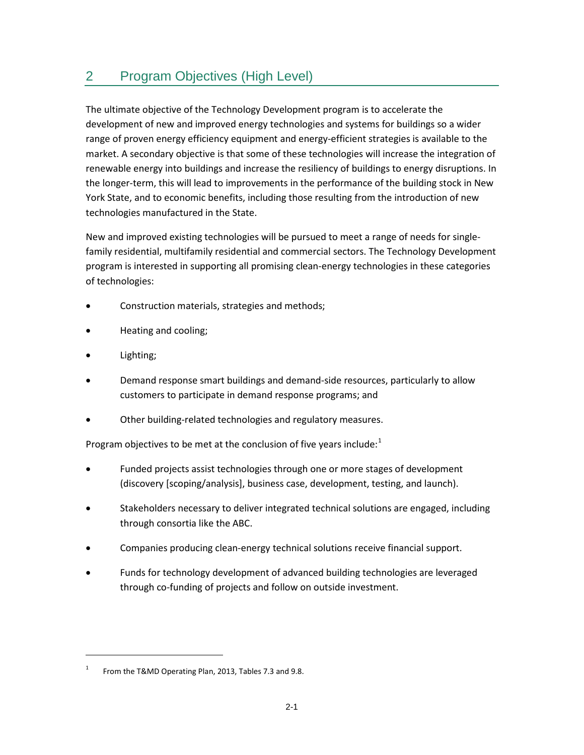# 2 Program Objectives (High Level)

The ultimate objective of the Technology Development program is to accelerate the development of new and improved energy technologies and systems for buildings so a wider range of proven energy efficiency equipment and energy-efficient strategies is available to the market. A secondary objective is that some of these technologies will increase the integration of renewable energy into buildings and increase the resiliency of buildings to energy disruptions. In the longer-term, this will lead to improvements in the performance of the building stock in New York State, and to economic benefits, including those resulting from the introduction of new technologies manufactured in the State.

New and improved existing technologies will be pursued to meet a range of needs for single-family residential, multifamily residential and commercial sectors. The Technology Development program is interested in supporting all promising clean-energy technologies in these categories of technologies:

- Construction materials, strategies and methods;
- Heating and cooling;
- Lighting;
- Demand response smart buildings and demand-side resources, particularly to allow customers to participate in demand response programs; and
- Other building-related technologies and regulatory measures.

Program objectives to be met at the conclusion of five years include:[1]

- Funded projects assist technologies through one or more stages of development (discovery [scoping/analysis], business case, development, testing, and launch).
- Stakeholders necessary to deliver integrated technical solutions are engaged, including through consortia like the ABC.
- Companies producing clean-energy technical solutions receive financial support.
- Funds for technology development of advanced building technologies are leveraged through co-funding of projects and follow on outside investment.

---

[1] From the T&MD Operating Plan, 2013, Tables 7.3 and 9.8.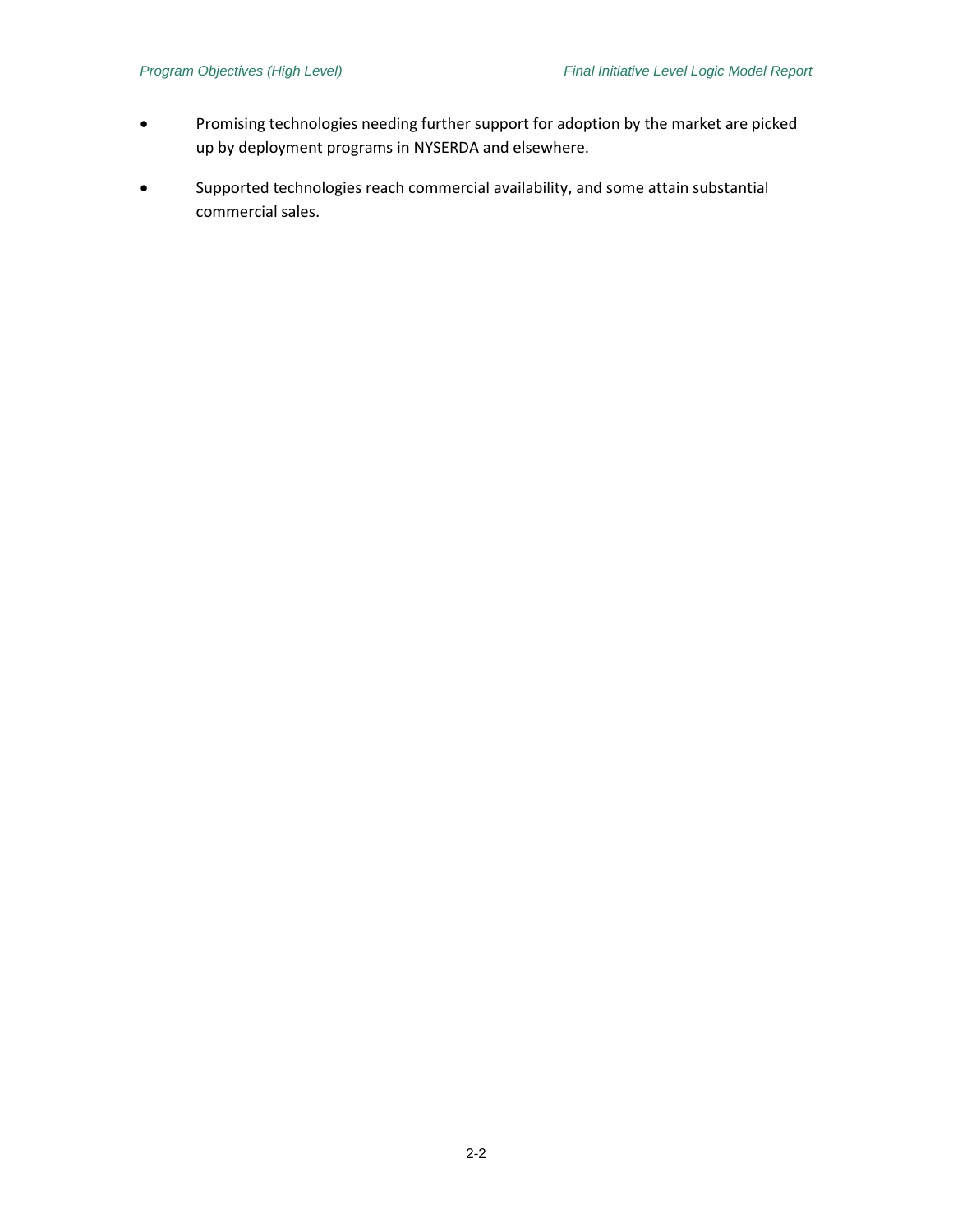- Promising technologies needing further support for adoption by the market are picked up by deployment programs in NYSERDA and elsewhere.
- Supported technologies reach commercial availability, and some attain substantial commercial sales.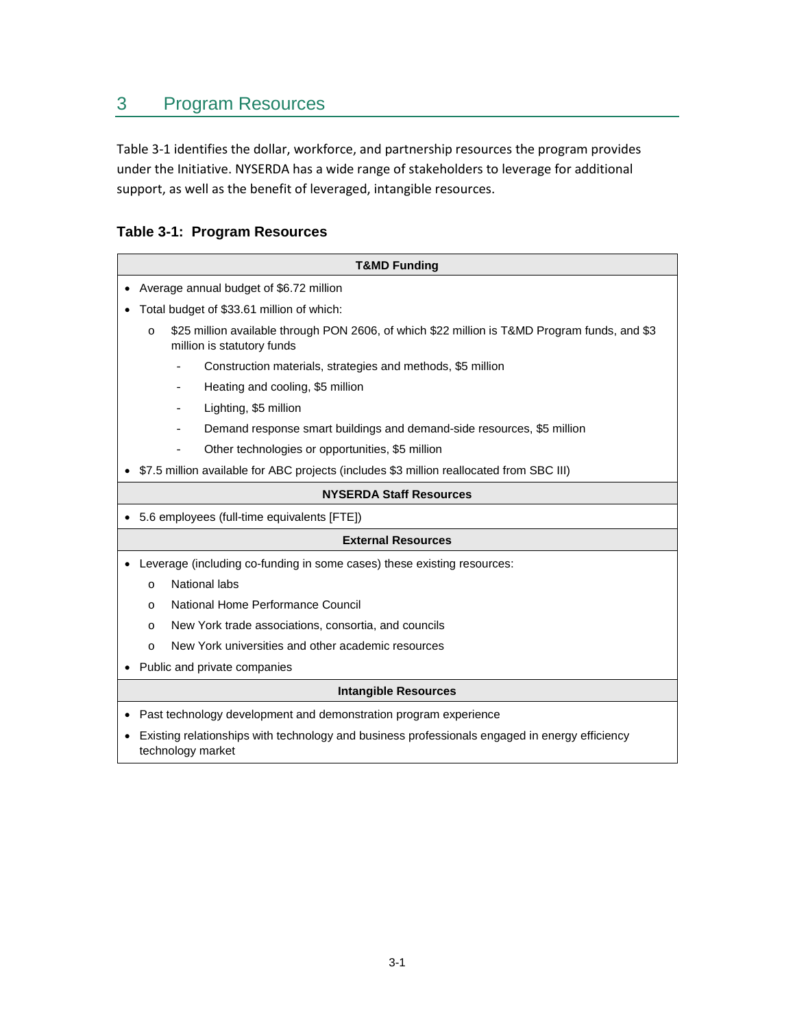# 3 Program Resources

Table 3-1 identifies the dollar, workforce, and partnership resources the program provides under the Initiative. NYSERDA has a wide range of stakeholders to leverage for additional support, as well as the benefit of leveraged, intangible resources.

**Table 3-1: Program Resources**

| T&MD Funding |
|---|
| • Average annual budget of $6.72 million<br>• Total budget of $33.61 million of which:<br>  o $25 million available through PON 2606, of which $22 million is T&MD Program funds, and $3 million is statutory funds<br>    - Construction materials, strategies and methods, $5 million<br>    - Heating and cooling, $5 million<br>    - Lighting, $5 million<br>    - Demand response smart buildings and demand-side resources, $5 million<br>    - Other technologies or opportunities, $5 million<br>• $7.5 million available for ABC projects (includes $3 million reallocated from SBC III) |
| **NYSERDA Staff Resources** |
| • 5.6 employees (full-time equivalents [FTE]) |
| **External Resources** |
| • Leverage (including co-funding in some cases) these existing resources:<br>  o National labs<br>  o National Home Performance Council<br>  o New York trade associations, consortia, and councils<br>  o New York universities and other academic resources<br>• Public and private companies |
| **Intangible Resources** |
| • Past technology development and demonstration program experience<br>• Existing relationships with technology and business professionals engaged in energy efficiency technology market |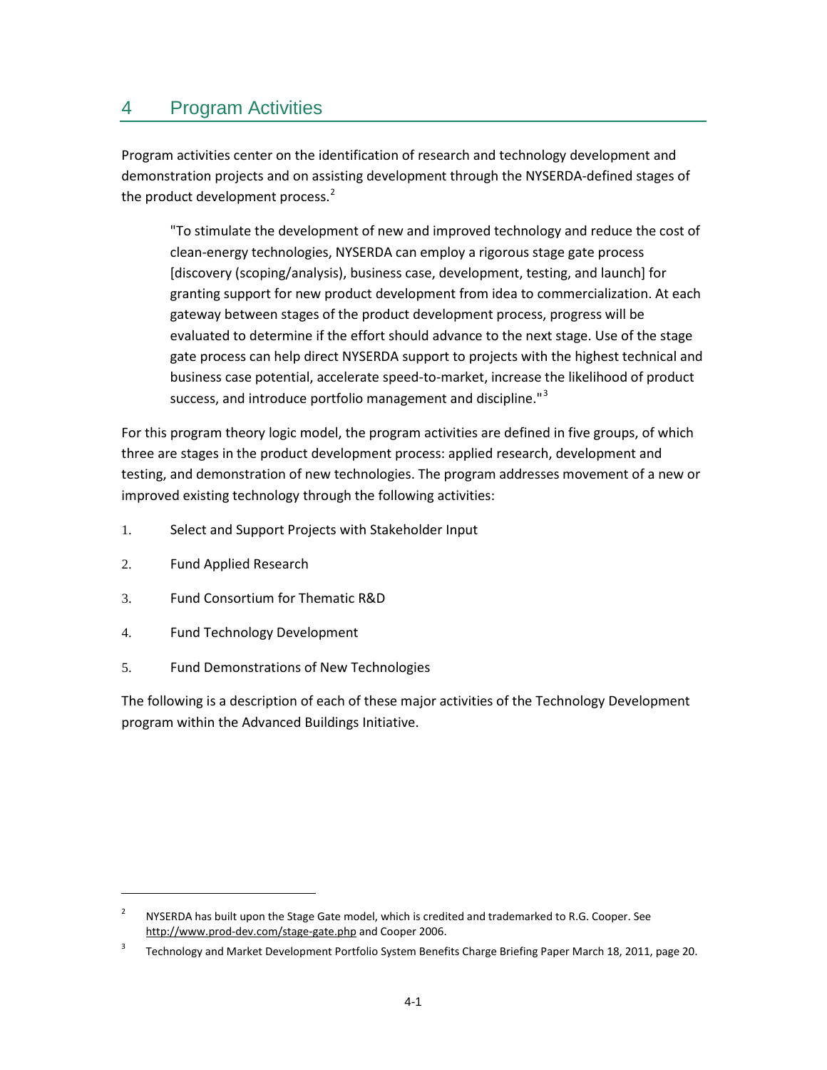# 4 Program Activities

Program activities center on the identification of research and technology development and demonstration projects and on assisting development through the NYSERDA-defined stages of the product development process.[2]

> "To stimulate the development of new and improved technology and reduce the cost of clean-energy technologies, NYSERDA can employ a rigorous stage gate process [discovery (scoping/analysis), business case, development, testing, and launch] for granting support for new product development from idea to commercialization. At each gateway between stages of the product development process, progress will be evaluated to determine if the effort should advance to the next stage. Use of the stage gate process can help direct NYSERDA support to projects with the highest technical and business case potential, accelerate speed-to-market, increase the likelihood of product success, and introduce portfolio management and discipline."[3]

For this program theory logic model, the program activities are defined in five groups, of which three are stages in the product development process: applied research, development and testing, and demonstration of new technologies. The program addresses movement of a new or improved existing technology through the following activities:

1. Select and Support Projects with Stakeholder Input
2. Fund Applied Research
3. Fund Consortium for Thematic R&D
4. Fund Technology Development
5. Fund Demonstrations of New Technologies

The following is a description of each of these major activities of the Technology Development program within the Advanced Buildings Initiative.

---

[2] NYSERDA has built upon the Stage Gate model, which is credited and trademarked to R.G. Cooper. See http://www.prod-dev.com/stage-gate.php and Cooper 2006.

[3] Technology and Market Development Portfolio System Benefits Charge Briefing Paper March 18, 2011, page 20.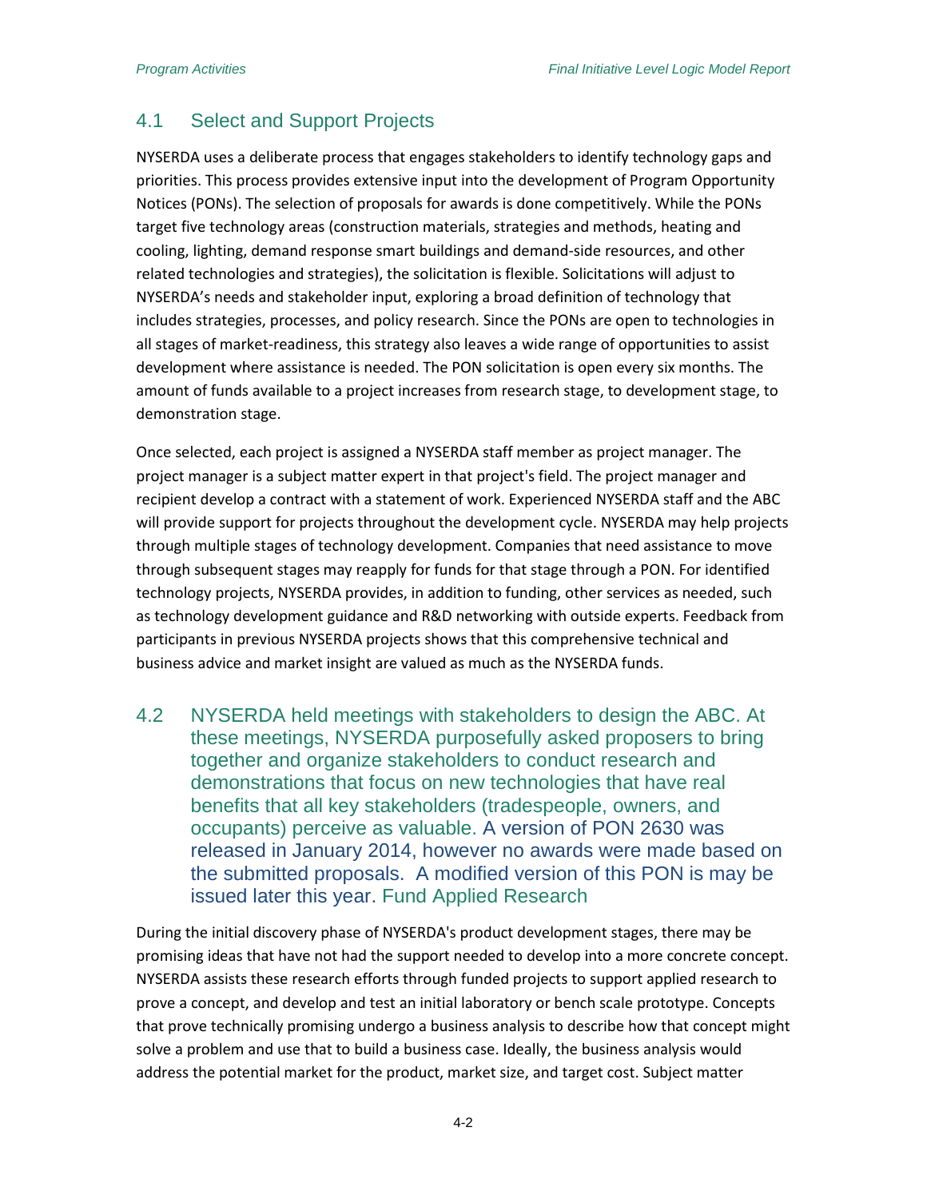## 4.1 Select and Support Projects

NYSERDA uses a deliberate process that engages stakeholders to identify technology gaps and priorities. This process provides extensive input into the development of Program Opportunity Notices (PONs). The selection of proposals for awards is done competitively. While the PONs target five technology areas (construction materials, strategies and methods, heating and cooling, lighting, demand response smart buildings and demand-side resources, and other related technologies and strategies), the solicitation is flexible. Solicitations will adjust to NYSERDA's needs and stakeholder input, exploring a broad definition of technology that includes strategies, processes, and policy research. Since the PONs are open to technologies in all stages of market-readiness, this strategy also leaves a wide range of opportunities to assist development where assistance is needed. The PON solicitation is open every six months. The amount of funds available to a project increases from research stage, to development stage, to demonstration stage.

Once selected, each project is assigned a NYSERDA staff member as project manager. The project manager is a subject matter expert in that project's field. The project manager and recipient develop a contract with a statement of work. Experienced NYSERDA staff and the ABC will provide support for projects throughout the development cycle. NYSERDA may help projects through multiple stages of technology development. Companies that need assistance to move through subsequent stages may reapply for funds for that stage through a PON. For identified technology projects, NYSERDA provides, in addition to funding, other services as needed, such as technology development guidance and R&D networking with outside experts. Feedback from participants in previous NYSERDA projects shows that this comprehensive technical and business advice and market insight are valued as much as the NYSERDA funds.

## 4.2 NYSERDA held meetings with stakeholders to design the ABC. At these meetings, NYSERDA purposefully asked proposers to bring together and organize stakeholders to conduct research and demonstrations that focus on new technologies that have real benefits that all key stakeholders (tradespeople, owners, and occupants) perceive as valuable. A version of PON 2630 was released in January 2014, however no awards were made based on the submitted proposals. A modified version of this PON is may be issued later this year. Fund Applied Research

During the initial discovery phase of NYSERDA's product development stages, there may be promising ideas that have not had the support needed to develop into a more concrete concept. NYSERDA assists these research efforts through funded projects to support applied research to prove a concept, and develop and test an initial laboratory or bench scale prototype. Concepts that prove technically promising undergo a business analysis to describe how that concept might solve a problem and use that to build a business case. Ideally, the business analysis would address the potential market for the product, market size, and target cost. Subject matter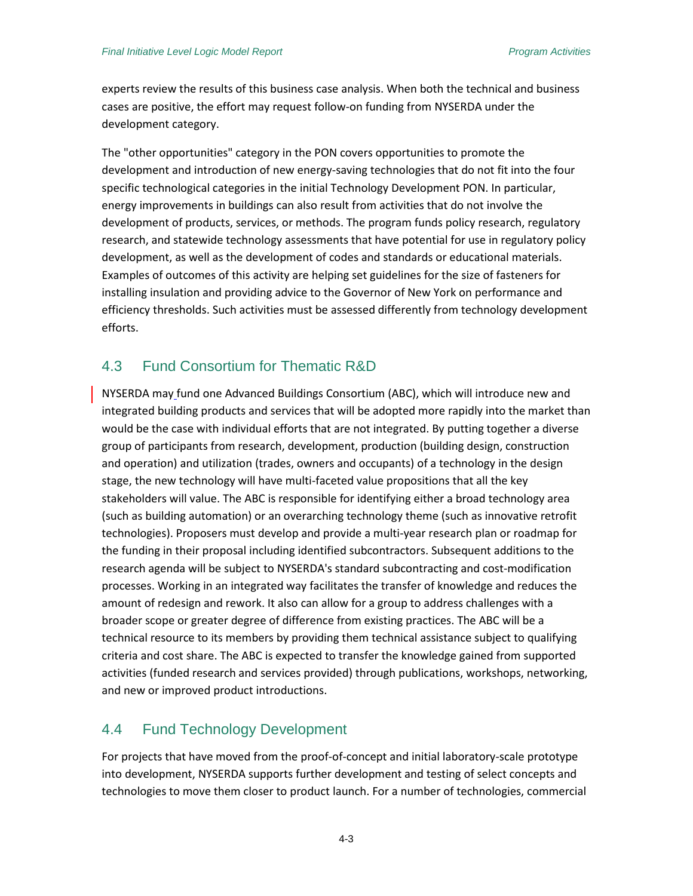experts review the results of this business case analysis. When both the technical and business cases are positive, the effort may request follow-on funding from NYSERDA under the development category.

The "other opportunities" category in the PON covers opportunities to promote the development and introduction of new energy-saving technologies that do not fit into the four specific technological categories in the initial Technology Development PON. In particular, energy improvements in buildings can also result from activities that do not involve the development of products, services, or methods. The program funds policy research, regulatory research, and statewide technology assessments that have potential for use in regulatory policy development, as well as the development of codes and standards or educational materials. Examples of outcomes of this activity are helping set guidelines for the size of fasteners for installing insulation and providing advice to the Governor of New York on performance and efficiency thresholds. Such activities must be assessed differently from technology development efforts.

## 4.3 Fund Consortium for Thematic R&D

NYSERDA may fund one Advanced Buildings Consortium (ABC), which will introduce new and integrated building products and services that will be adopted more rapidly into the market than would be the case with individual efforts that are not integrated. By putting together a diverse group of participants from research, development, production (building design, construction and operation) and utilization (trades, owners and occupants) of a technology in the design stage, the new technology will have multi-faceted value propositions that all the key stakeholders will value. The ABC is responsible for identifying either a broad technology area (such as building automation) or an overarching technology theme (such as innovative retrofit technologies). Proposers must develop and provide a multi-year research plan or roadmap for the funding in their proposal including identified subcontractors. Subsequent additions to the research agenda will be subject to NYSERDA's standard subcontracting and cost-modification processes. Working in an integrated way facilitates the transfer of knowledge and reduces the amount of redesign and rework. It also can allow for a group to address challenges with a broader scope or greater degree of difference from existing practices. The ABC will be a technical resource to its members by providing them technical assistance subject to qualifying criteria and cost share. The ABC is expected to transfer the knowledge gained from supported activities (funded research and services provided) through publications, workshops, networking, and new or improved product introductions.

## 4.4 Fund Technology Development

For projects that have moved from the proof-of-concept and initial laboratory-scale prototype into development, NYSERDA supports further development and testing of select concepts and technologies to move them closer to product launch. For a number of technologies, commercial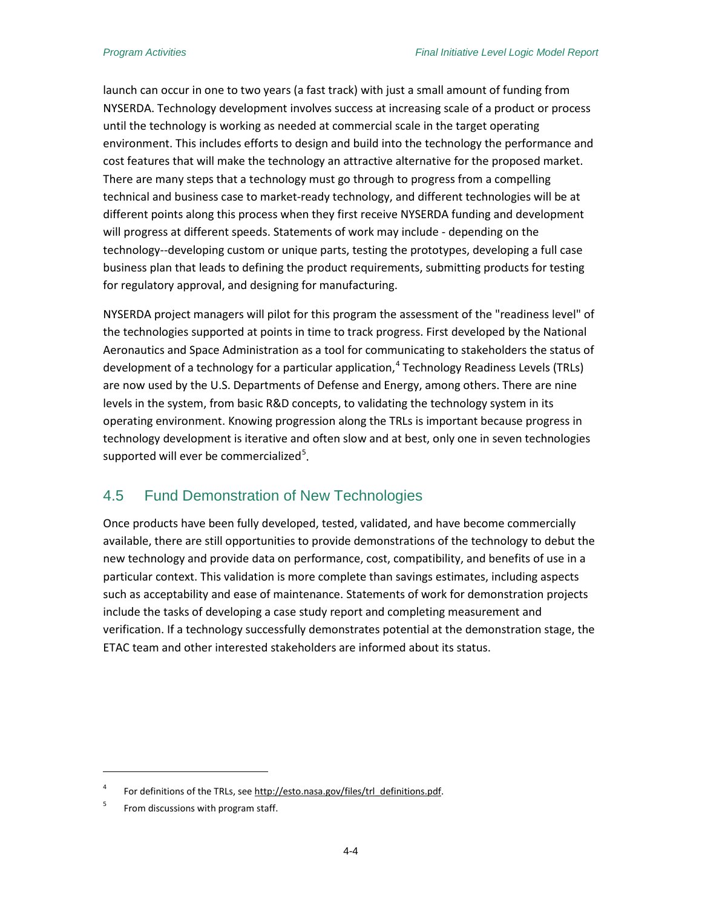launch can occur in one to two years (a fast track) with just a small amount of funding from NYSERDA. Technology development involves success at increasing scale of a product or process until the technology is working as needed at commercial scale in the target operating environment. This includes efforts to design and build into the technology the performance and cost features that will make the technology an attractive alternative for the proposed market. There are many steps that a technology must go through to progress from a compelling technical and business case to market-ready technology, and different technologies will be at different points along this process when they first receive NYSERDA funding and development will progress at different speeds. Statements of work may include - depending on the technology--developing custom or unique parts, testing the prototypes, developing a full case business plan that leads to defining the product requirements, submitting products for testing for regulatory approval, and designing for manufacturing.

NYSERDA project managers will pilot for this program the assessment of the "readiness level" of the technologies supported at points in time to track progress. First developed by the National Aeronautics and Space Administration as a tool for communicating to stakeholders the status of development of a technology for a particular application,[4] Technology Readiness Levels (TRLs) are now used by the U.S. Departments of Defense and Energy, among others. There are nine levels in the system, from basic R&D concepts, to validating the technology system in its operating environment. Knowing progression along the TRLs is important because progress in technology development is iterative and often slow and at best, only one in seven technologies supported will ever be commercialized[5].

## 4.5 Fund Demonstration of New Technologies

Once products have been fully developed, tested, validated, and have become commercially available, there are still opportunities to provide demonstrations of the technology to debut the new technology and provide data on performance, cost, compatibility, and benefits of use in a particular context. This validation is more complete than savings estimates, including aspects such as acceptability and ease of maintenance. Statements of work for demonstration projects include the tasks of developing a case study report and completing measurement and verification. If a technology successfully demonstrates potential at the demonstration stage, the ETAC team and other interested stakeholders are informed about its status.

---

[4] For definitions of the TRLs, see http://esto.nasa.gov/files/trl_definitions.pdf.

[5] From discussions with program staff.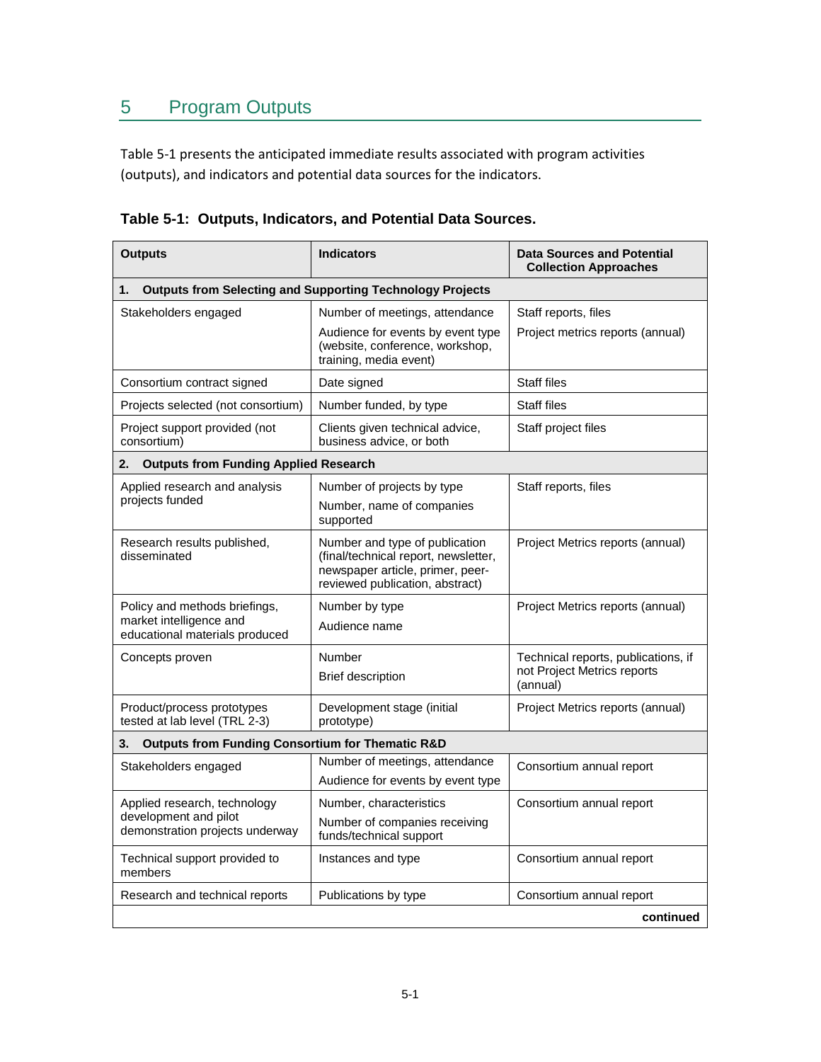# 5 Program Outputs

Table 5-1 presents the anticipated immediate results associated with program activities (outputs), and indicators and potential data sources for the indicators.

**Table 5-1: Outputs, Indicators, and Potential Data Sources.**

| Outputs | Indicators | Data Sources and Potential Collection Approaches |
|---|---|---|
| **1. Outputs from Selecting and Supporting Technology Projects** | | |
| Stakeholders engaged | Number of meetings, attendance<br>Audience for events by event type (website, conference, workshop, training, media event) | Staff reports, files<br>Project metrics reports (annual) |
| Consortium contract signed | Date signed | Staff files |
| Projects selected (not consortium) | Number funded, by type | Staff files |
| Project support provided (not consortium) | Clients given technical advice, business advice, or both | Staff project files |
| **2. Outputs from Funding Applied Research** | | |
| Applied research and analysis projects funded | Number of projects by type<br>Number, name of companies supported | Staff reports, files |
| Research results published, disseminated | Number and type of publication (final/technical report, newsletter, newspaper article, primer, peer-reviewed publication, abstract) | Project Metrics reports (annual) |
| Policy and methods briefings, market intelligence and educational materials produced | Number by type<br>Audience name | Project Metrics reports (annual) |
| Concepts proven | Number<br>Brief description | Technical reports, publications, if not Project Metrics reports (annual) |
| Product/process prototypes tested at lab level (TRL 2-3) | Development stage (initial prototype) | Project Metrics reports (annual) |
| **3. Outputs from Funding Consortium for Thematic R&D** | | |
| Stakeholders engaged | Number of meetings, attendance<br>Audience for events by event type | Consortium annual report |
| Applied research, technology development and pilot demonstration projects underway | Number, characteristics<br>Number of companies receiving funds/technical support | Consortium annual report |
| Technical support provided to members | Instances and type | Consortium annual report |
| Research and technical reports | Publications by type | Consortium annual report |

**continued**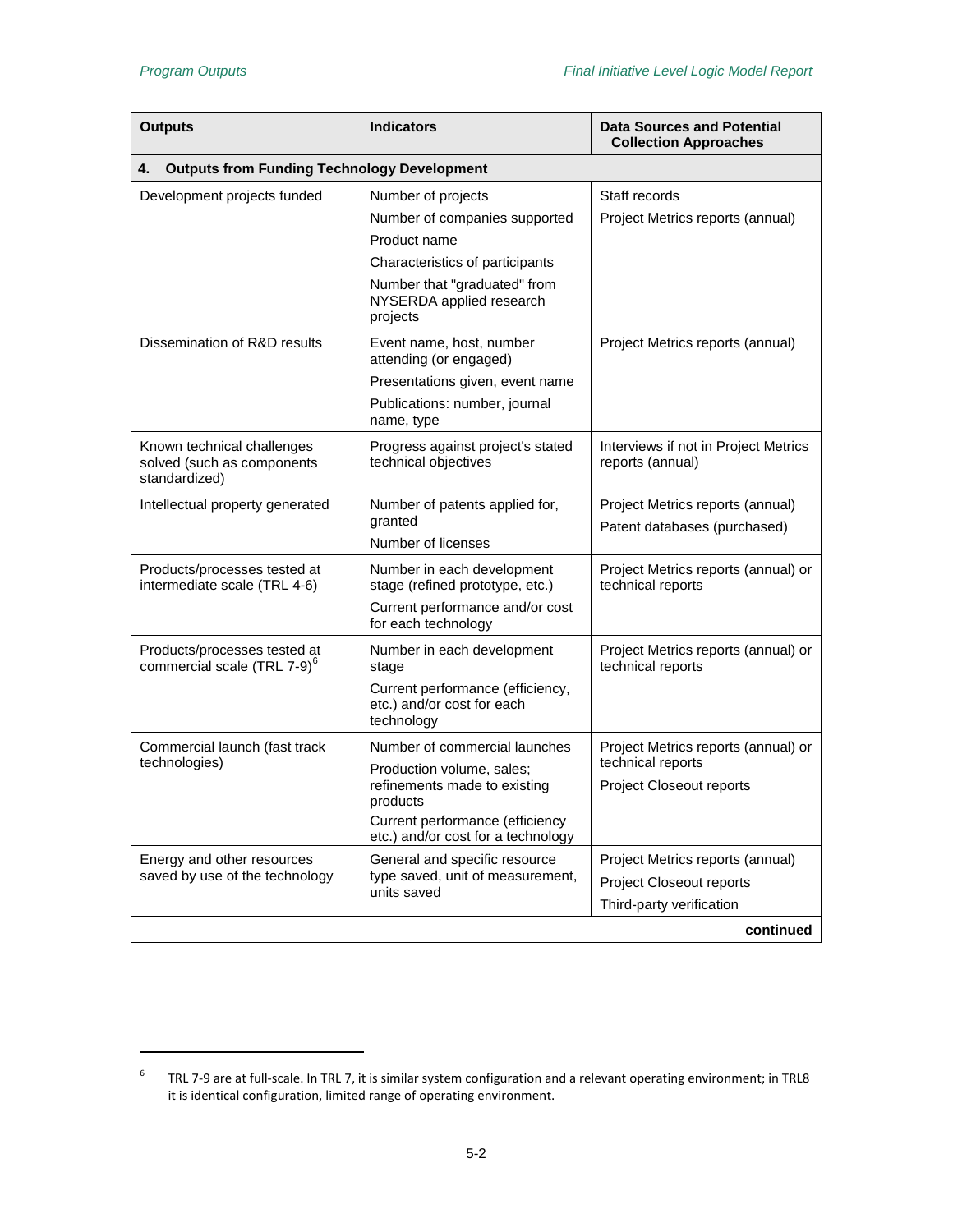| Outputs | Indicators | Data Sources and Potential Collection Approaches |
|---|---|---|
| **4. Outputs from Funding Technology Development** | | |
| Development projects funded | Number of projects<br>Number of companies supported<br>Product name<br>Characteristics of participants<br>Number that "graduated" from NYSERDA applied research projects | Staff records<br>Project Metrics reports (annual) |
| Dissemination of R&D results | Event name, host, number attending (or engaged)<br>Presentations given, event name<br>Publications: number, journal name, type | Project Metrics reports (annual) |
| Known technical challenges solved (such as components standardized) | Progress against project's stated technical objectives | Interviews if not in Project Metrics reports (annual) |
| Intellectual property generated | Number of patents applied for, granted<br>Number of licenses | Project Metrics reports (annual)<br>Patent databases (purchased) |
| Products/processes tested at intermediate scale (TRL 4-6) | Number in each development stage (refined prototype, etc.)<br>Current performance and/or cost for each technology | Project Metrics reports (annual) or technical reports |
| Products/processes tested at commercial scale (TRL 7-9)[6] | Number in each development stage<br>Current performance (efficiency, etc.) and/or cost for each technology | Project Metrics reports (annual) or technical reports |
| Commercial launch (fast track technologies) | Number of commercial launches<br>Production volume, sales; refinements made to existing products<br>Current performance (efficiency etc.) and/or cost for a technology | Project Metrics reports (annual) or technical reports<br>Project Closeout reports |
| Energy and other resources saved by use of the technology | General and specific resource type saved, unit of measurement, units saved | Project Metrics reports (annual)<br>Project Closeout reports<br>Third-party verification |
| | | **continued** |

[6] TRL 7-9 are at full-scale. In TRL 7, it is similar system configuration and a relevant operating environment; in TRL8 it is identical configuration, limited range of operating environment.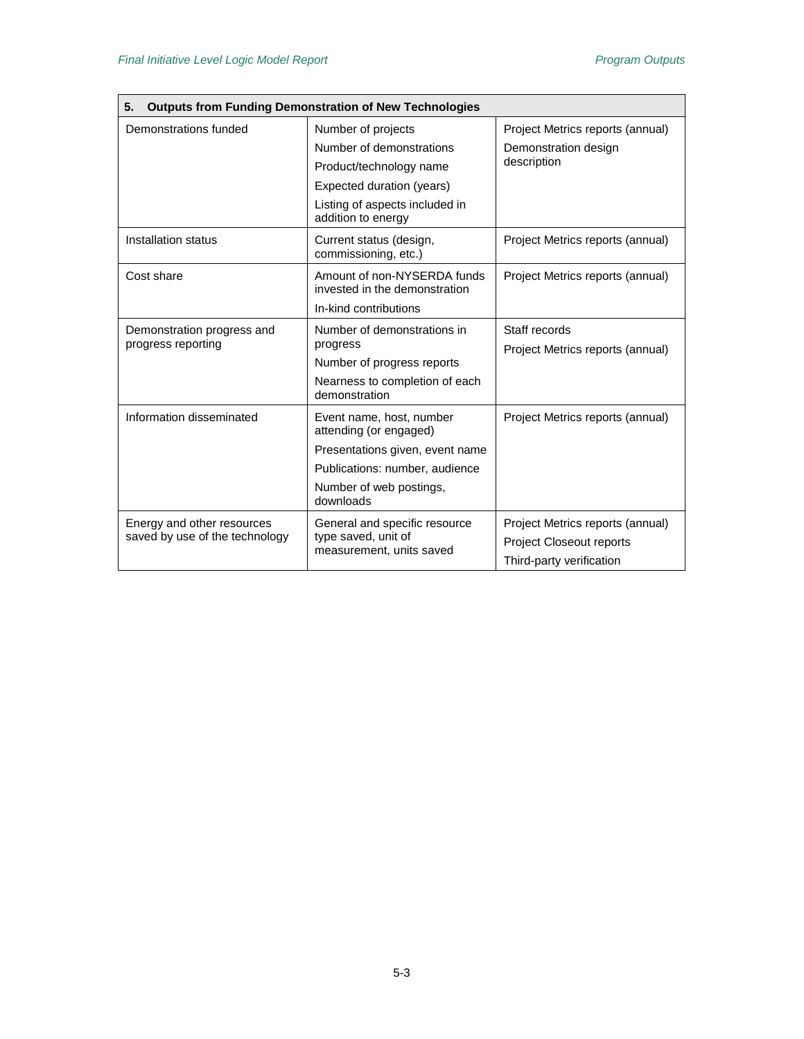| 5. Outputs from Funding Demonstration of New Technologies | | |
|---|---|---|
| Demonstrations funded | Number of projects<br>Number of demonstrations<br>Product/technology name<br>Expected duration (years)<br>Listing of aspects included in addition to energy | Project Metrics reports (annual)<br>Demonstration design description |
| Installation status | Current status (design, commissioning, etc.) | Project Metrics reports (annual) |
| Cost share | Amount of non-NYSERDA funds invested in the demonstration<br>In-kind contributions | Project Metrics reports (annual) |
| Demonstration progress and progress reporting | Number of demonstrations in progress<br>Number of progress reports<br>Nearness to completion of each demonstration | Staff records<br>Project Metrics reports (annual) |
| Information disseminated | Event name, host, number attending (or engaged)<br>Presentations given, event name<br>Publications: number, audience<br>Number of web postings, downloads | Project Metrics reports (annual) |
| Energy and other resources saved by use of the technology | General and specific resource type saved, unit of measurement, units saved | Project Metrics reports (annual)<br>Project Closeout reports<br>Third-party verification |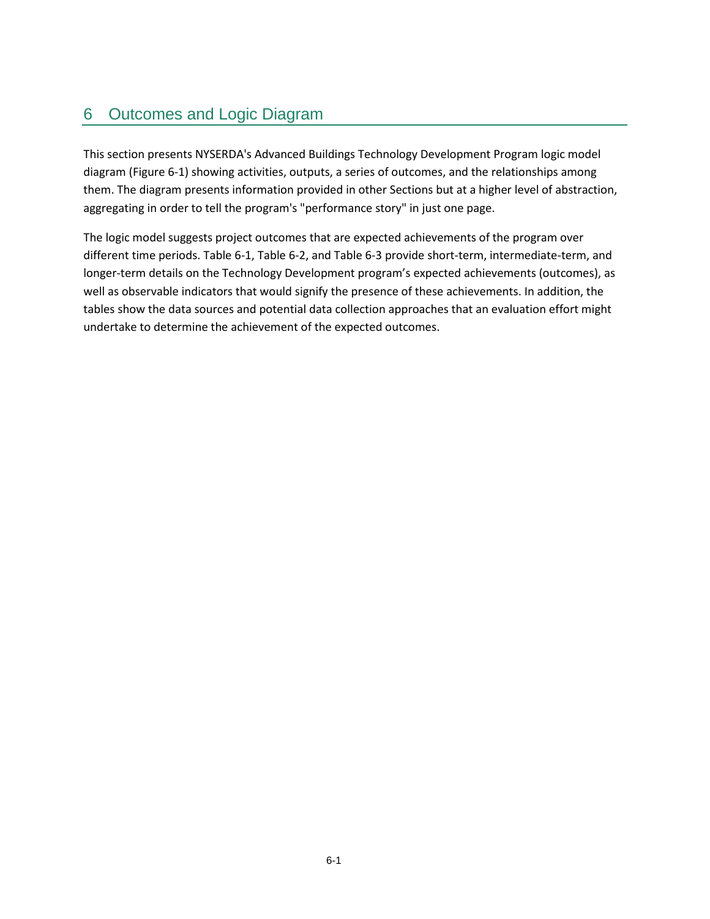# 6 Outcomes and Logic Diagram

This section presents NYSERDA's Advanced Buildings Technology Development Program logic model diagram (Figure 6-1) showing activities, outputs, a series of outcomes, and the relationships among them. The diagram presents information provided in other Sections but at a higher level of abstraction, aggregating in order to tell the program's "performance story" in just one page.

The logic model suggests project outcomes that are expected achievements of the program over different time periods. Table 6-1, Table 6-2, and Table 6-3 provide short-term, intermediate-term, and longer-term details on the Technology Development program's expected achievements (outcomes), as well as observable indicators that would signify the presence of these achievements. In addition, the tables show the data sources and potential data collection approaches that an evaluation effort might undertake to determine the achievement of the expected outcomes.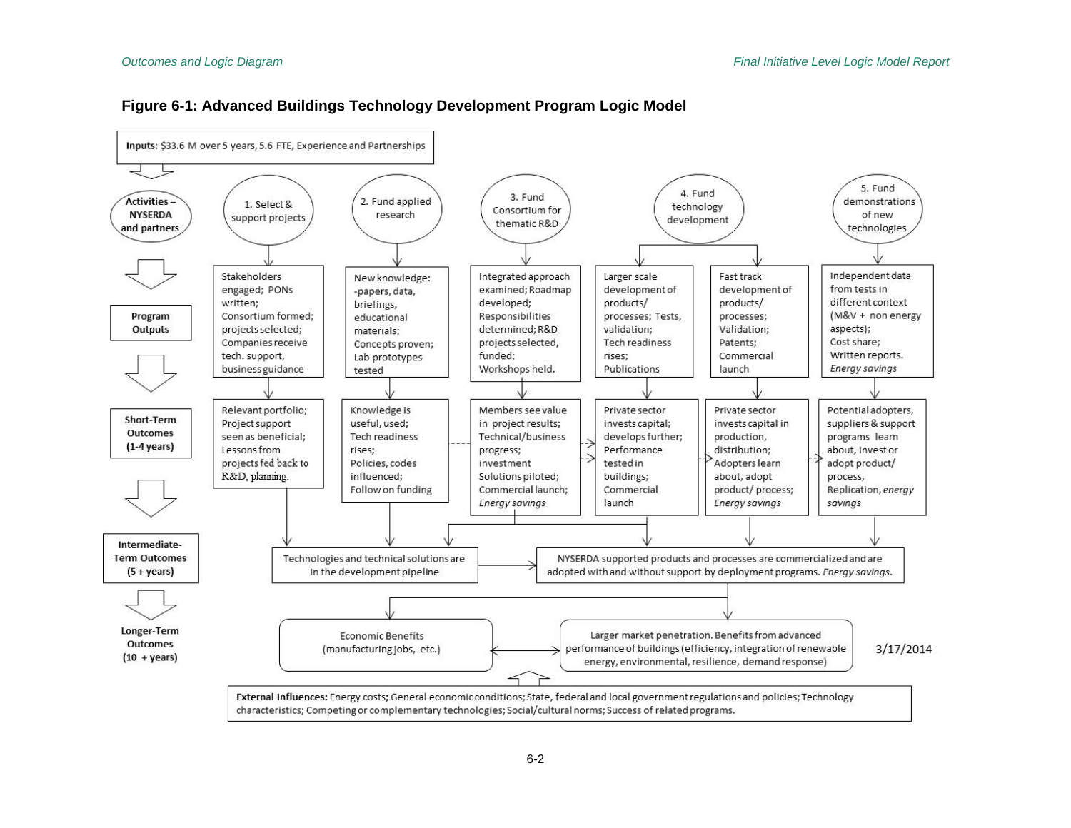**Figure 6-1: Advanced Buildings Technology Development Program Logic Model**

**Inputs**: $33.6 M over 5 years, 5.6 FTE, Experience and Partnerships

**Activities – NYSERDA and partners**

1. Select & support projects
2. Fund applied research
3. Fund Consortium for thematic R&D
4. Fund technology development
5. Fund demonstrations of new technologies

**Program Outputs**

- (1) Stakeholders engaged; PONs written; Consortium formed; projects selected; Companies receive tech. support, business guidance
- (2) New knowledge: -papers, data, briefings, educational materials; Concepts proven; Lab prototypes tested
- (3) Integrated approach examined; Roadmap developed; Responsibilities determined; R&D projects selected, funded; Workshops held.
- (4) Larger scale development of products/ processes; Tests, validation; Tech readiness rises; Publications
- (4) Fast track development of products/ processes; Validation; Patents; Commercial launch
- (5) Independent data from tests in different context (M&V + non energy aspects); Cost share; Written reports. *Energy savings*

**Short-Term Outcomes (1-4 years)**

- Relevant portfolio; Project support seen as beneficial; Lessons from projects fed back to R&D, planning.
- Knowledge is useful, used; Tech readiness rises; Policies, codes influenced; Follow on funding
- Members see value in project results; Technical/business progress; investment Solutions piloted; Commercial launch; *Energy savings*
- Private sector invests capital; develops further; Performance tested in buildings; Commercial launch
- Private sector invests capital in production, distribution; Adopters learn about, adopt product/ process; *Energy savings*
- Potential adopters, suppliers & support programs learn about, invest or adopt product/ process, Replication, *energy savings*

**Intermediate-Term Outcomes (5 + years)**

- Technologies and technical solutions are in the development pipeline
- NYSERDA supported products and processes are commercialized and are adopted with and without support by deployment programs. *Energy savings.*

**Longer-Term Outcomes (10 + years)**

- Economic Benefits (manufacturing jobs, etc.)
- Larger market penetration. Benefits from advanced performance of buildings (efficiency, integration of renewable energy, environmental, resilience, demand response)

3/17/2014

**External Influences:** Energy costs; General economic conditions; State, federal and local government regulations and policies; Technology characteristics; Competing or complementary technologies; Social/cultural norms; Success of related programs.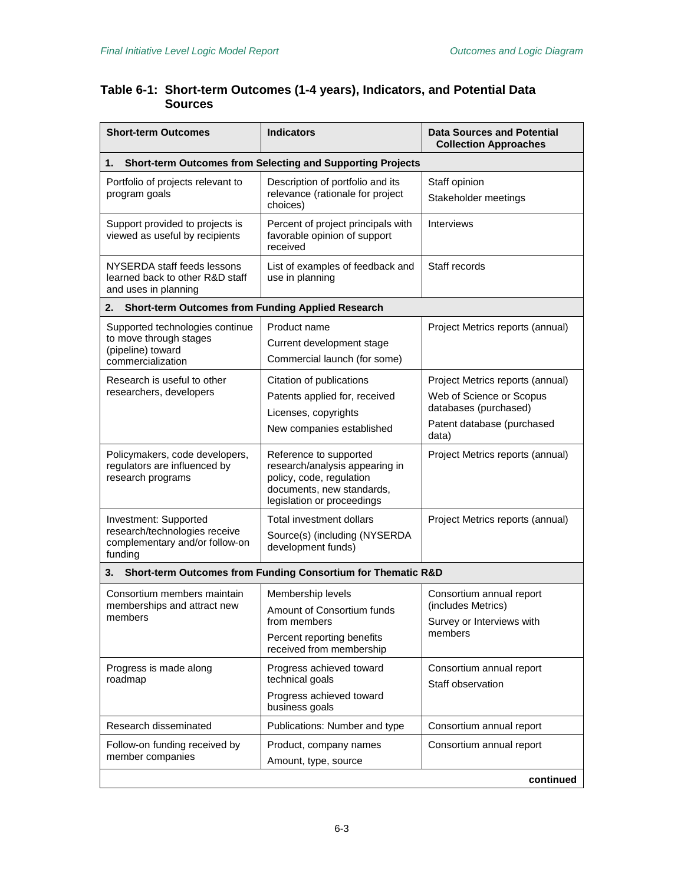### Table 6-1: Short-term Outcomes (1-4 years), Indicators, and Potential Data Sources

| Short-term Outcomes | Indicators | Data Sources and Potential Collection Approaches |
|---|---|---|
| **1. Short-term Outcomes from Selecting and Supporting Projects** | | |
| Portfolio of projects relevant to program goals | Description of portfolio and its relevance (rationale for project choices) | Staff opinion<br>Stakeholder meetings |
| Support provided to projects is viewed as useful by recipients | Percent of project principals with favorable opinion of support received | Interviews |
| NYSERDA staff feeds lessons learned back to other R&D staff and uses in planning | List of examples of feedback and use in planning | Staff records |
| **2. Short-term Outcomes from Funding Applied Research** | | |
| Supported technologies continue to move through stages (pipeline) toward commercialization | Product name<br>Current development stage<br>Commercial launch (for some) | Project Metrics reports (annual) |
| Research is useful to other researchers, developers | Citation of publications<br>Patents applied for, received<br>Licenses, copyrights<br>New companies established | Project Metrics reports (annual)<br>Web of Science or Scopus databases (purchased)<br>Patent database (purchased data) |
| Policymakers, code developers, regulators are influenced by research programs | Reference to supported research/analysis appearing in policy, code, regulation documents, new standards, legislation or proceedings | Project Metrics reports (annual) |
| Investment: Supported research/technologies receive complementary and/or follow-on funding | Total investment dollars<br>Source(s) (including (NYSERDA development funds) | Project Metrics reports (annual) |
| **3. Short-term Outcomes from Funding Consortium for Thematic R&D** | | |
| Consortium members maintain memberships and attract new members | Membership levels<br>Amount of Consortium funds from members<br>Percent reporting benefits received from membership | Consortium annual report (includes Metrics)<br>Survey or Interviews with members |
| Progress is made along roadmap | Progress achieved toward technical goals<br>Progress achieved toward business goals | Consortium annual report<br>Staff observation |
| Research disseminated | Publications: Number and type | Consortium annual report |
| Follow-on funding received by member companies | Product, company names<br>Amount, type, source | Consortium annual report |
| | | **continued** |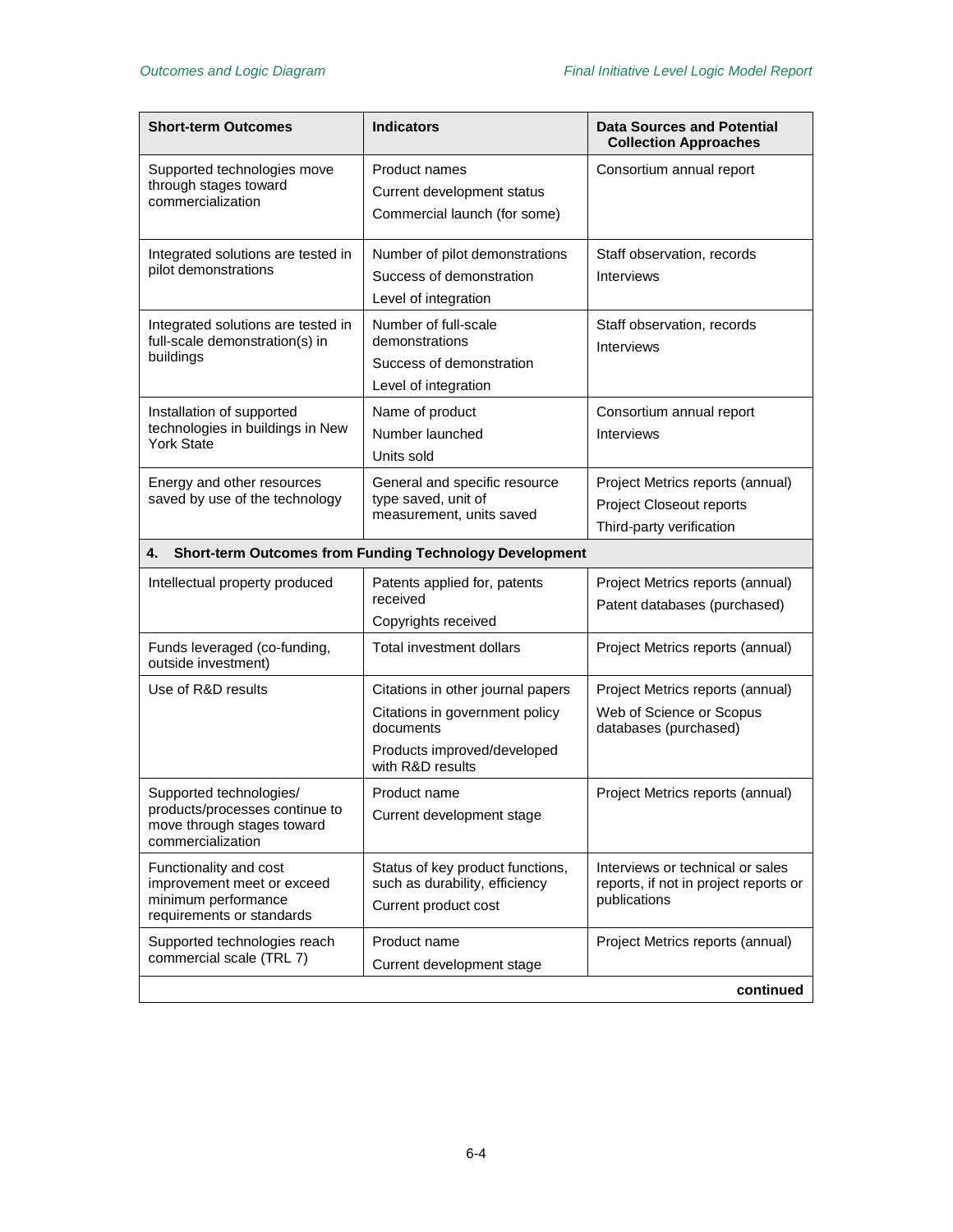| Short-term Outcomes | Indicators | Data Sources and Potential Collection Approaches |
|---|---|---|
| Supported technologies move through stages toward commercialization | Product names<br>Current development status<br>Commercial launch (for some) | Consortium annual report |
| Integrated solutions are tested in pilot demonstrations | Number of pilot demonstrations<br>Success of demonstration<br>Level of integration | Staff observation, records<br>Interviews |
| Integrated solutions are tested in full-scale demonstration(s) in buildings | Number of full-scale demonstrations<br>Success of demonstration<br>Level of integration | Staff observation, records<br>Interviews |
| Installation of supported technologies in buildings in New York State | Name of product<br>Number launched<br>Units sold | Consortium annual report<br>Interviews |
| Energy and other resources saved by use of the technology | General and specific resource type saved, unit of measurement, units saved | Project Metrics reports (annual)<br>Project Closeout reports<br>Third-party verification |
| **4. Short-term Outcomes from Funding Technology Development** | | |
| Intellectual property produced | Patents applied for, patents received<br>Copyrights received | Project Metrics reports (annual)<br>Patent databases (purchased) |
| Funds leveraged (co-funding, outside investment) | Total investment dollars | Project Metrics reports (annual) |
| Use of R&D results | Citations in other journal papers<br>Citations in government policy documents<br>Products improved/developed with R&D results | Project Metrics reports (annual)<br>Web of Science or Scopus databases (purchased) |
| Supported technologies/ products/processes continue to move through stages toward commercialization | Product name<br>Current development stage | Project Metrics reports (annual) |
| Functionality and cost improvement meet or exceed minimum performance requirements or standards | Status of key product functions, such as durability, efficiency<br>Current product cost | Interviews or technical or sales reports, if not in project reports or publications |
| Supported technologies reach commercial scale (TRL 7) | Product name<br>Current development stage | Project Metrics reports (annual) |

**continued**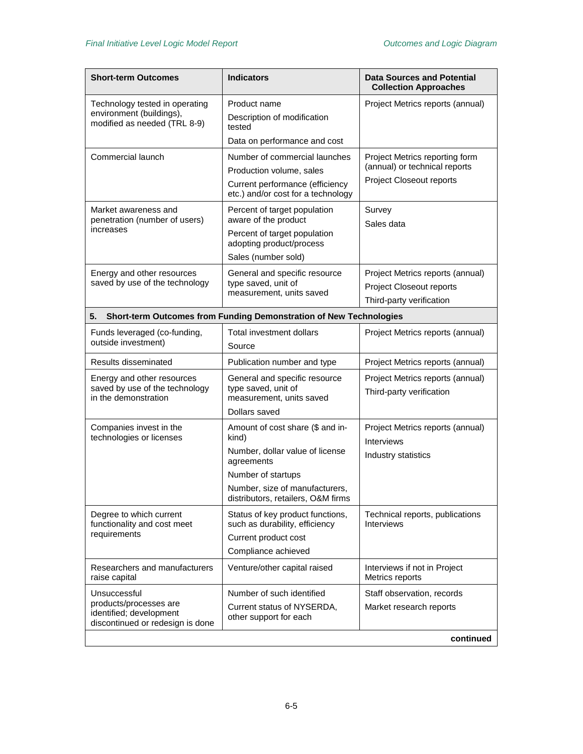| Short-term Outcomes | Indicators | Data Sources and Potential Collection Approaches |
|---|---|---|
| Technology tested in operating environment (buildings), modified as needed (TRL 8-9) | Product name<br>Description of modification tested<br>Data on performance and cost | Project Metrics reports (annual) |
| Commercial launch | Number of commercial launches<br>Production volume, sales<br>Current performance (efficiency etc.) and/or cost for a technology | Project Metrics reporting form (annual) or technical reports<br>Project Closeout reports |
| Market awareness and penetration (number of users) increases | Percent of target population aware of the product<br>Percent of target population adopting product/process<br>Sales (number sold) | Survey<br>Sales data |
| Energy and other resources saved by use of the technology | General and specific resource type saved, unit of measurement, units saved | Project Metrics reports (annual)<br>Project Closeout reports<br>Third-party verification |
| **5. Short-term Outcomes from Funding Demonstration of New Technologies** | | |
| Funds leveraged (co-funding, outside investment) | Total investment dollars<br>Source | Project Metrics reports (annual) |
| Results disseminated | Publication number and type | Project Metrics reports (annual) |
| Energy and other resources saved by use of the technology in the demonstration | General and specific resource type saved, unit of measurement, units saved<br>Dollars saved | Project Metrics reports (annual)<br>Third-party verification |
| Companies invest in the technologies or licenses | Amount of cost share ($ and in-kind)<br>Number, dollar value of license agreements<br>Number of startups<br>Number, size of manufacturers, distributors, retailers, O&M firms | Project Metrics reports (annual)<br>Interviews<br>Industry statistics |
| Degree to which current functionality and cost meet requirements | Status of key product functions, such as durability, efficiency<br>Current product cost<br>Compliance achieved | Technical reports, publications Interviews |
| Researchers and manufacturers raise capital | Venture/other capital raised | Interviews if not in Project Metrics reports |
| Unsuccessful products/processes are identified; development discontinued or redesign is done | Number of such identified<br>Current status of NYSERDA, other support for each | Staff observation, records<br>Market research reports |

**continued**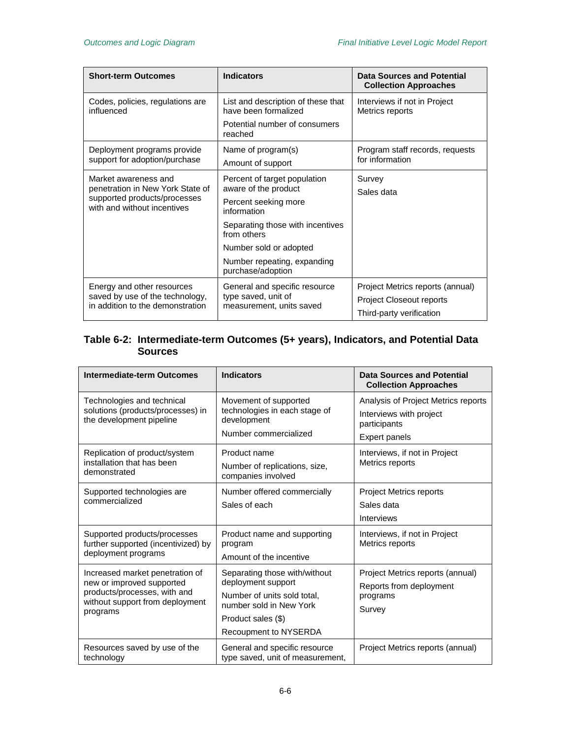| Short-term Outcomes | Indicators | Data Sources and Potential Collection Approaches |
|---|---|---|
| Codes, policies, regulations are influenced | List and description of these that have been formalized<br>Potential number of consumers reached | Interviews if not in Project Metrics reports |
| Deployment programs provide support for adoption/purchase | Name of program(s)<br>Amount of support | Program staff records, requests for information |
| Market awareness and penetration in New York State of supported products/processes with and without incentives | Percent of target population aware of the product<br>Percent seeking more information<br>Separating those with incentives from others<br>Number sold or adopted<br>Number repeating, expanding purchase/adoption | Survey<br>Sales data |
| Energy and other resources saved by use of the technology, in addition to the demonstration | General and specific resource type saved, unit of measurement, units saved | Project Metrics reports (annual)<br>Project Closeout reports<br>Third-party verification |

### Table 6-2: Intermediate-term Outcomes (5+ years), Indicators, and Potential Data Sources

| Intermediate-term Outcomes | Indicators | Data Sources and Potential Collection Approaches |
|---|---|---|
| Technologies and technical solutions (products/processes) in the development pipeline | Movement of supported technologies in each stage of development<br>Number commercialized | Analysis of Project Metrics reports<br>Interviews with project participants<br>Expert panels |
| Replication of product/system installation that has been demonstrated | Product name<br>Number of replications, size, companies involved | Interviews, if not in Project Metrics reports |
| Supported technologies are commercialized | Number offered commercially<br>Sales of each | Project Metrics reports<br>Sales data<br>Interviews |
| Supported products/processes further supported (incentivized) by deployment programs | Product name and supporting program<br>Amount of the incentive | Interviews, if not in Project Metrics reports |
| Increased market penetration of new or improved supported products/processes, with and without support from deployment programs | Separating those with/without deployment support<br>Number of units sold total, number sold in New York<br>Product sales ($)<br>Recoupment to NYSERDA | Project Metrics reports (annual)<br>Reports from deployment programs<br>Survey |
| Resources saved by use of the technology | General and specific resource type saved, unit of measurement, | Project Metrics reports (annual) |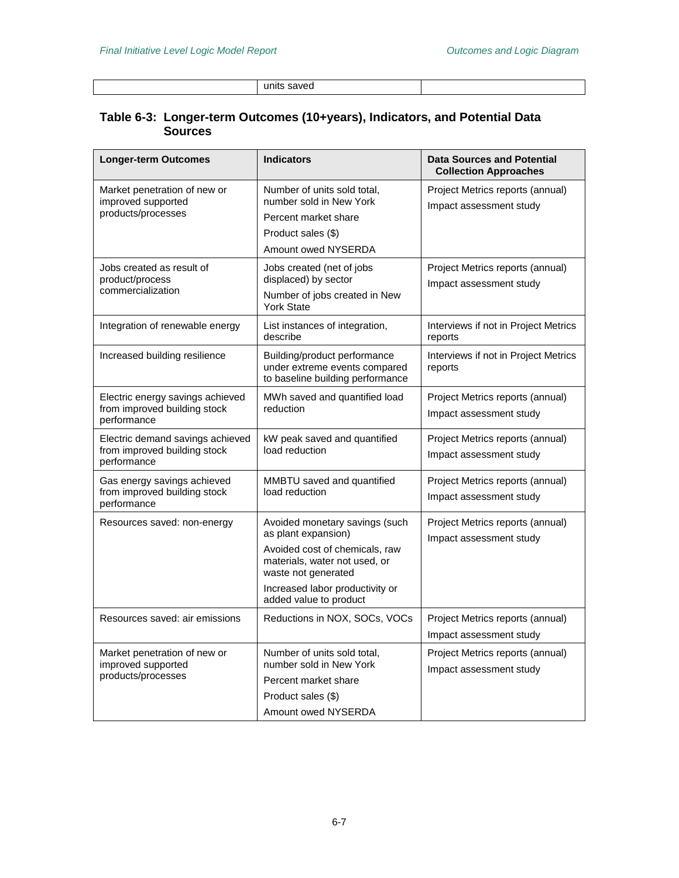| | units saved | |
|---|---|---|

### Table 6-3: Longer-term Outcomes (10+years), Indicators, and Potential Data Sources

| Longer-term Outcomes | Indicators | Data Sources and Potential Collection Approaches |
|---|---|---|
| Market penetration of new or improved supported products/processes | Number of units sold total, number sold in New York<br>Percent market share<br>Product sales ($)<br>Amount owed NYSERDA | Project Metrics reports (annual)<br>Impact assessment study |
| Jobs created as result of product/process commercialization | Jobs created (net of jobs displaced) by sector<br>Number of jobs created in New York State | Project Metrics reports (annual)<br>Impact assessment study |
| Integration of renewable energy | List instances of integration, describe | Interviews if not in Project Metrics reports |
| Increased building resilience | Building/product performance under extreme events compared to baseline building performance | Interviews if not in Project Metrics reports |
| Electric energy savings achieved from improved building stock performance | MWh saved and quantified load reduction | Project Metrics reports (annual)<br>Impact assessment study |
| Electric demand savings achieved from improved building stock performance | kW peak saved and quantified load reduction | Project Metrics reports (annual)<br>Impact assessment study |
| Gas energy savings achieved from improved building stock performance | MMBTU saved and quantified load reduction | Project Metrics reports (annual)<br>Impact assessment study |
| Resources saved: non-energy | Avoided monetary savings (such as plant expansion)<br>Avoided cost of chemicals, raw materials, water not used, or waste not generated<br>Increased labor productivity or added value to product | Project Metrics reports (annual)<br>Impact assessment study |
| Resources saved: air emissions | Reductions in NOX, SOCs, VOCs | Project Metrics reports (annual)<br>Impact assessment study |
| Market penetration of new or improved supported products/processes | Number of units sold total, number sold in New York<br>Percent market share<br>Product sales ($)<br>Amount owed NYSERDA | Project Metrics reports (annual)<br>Impact assessment study |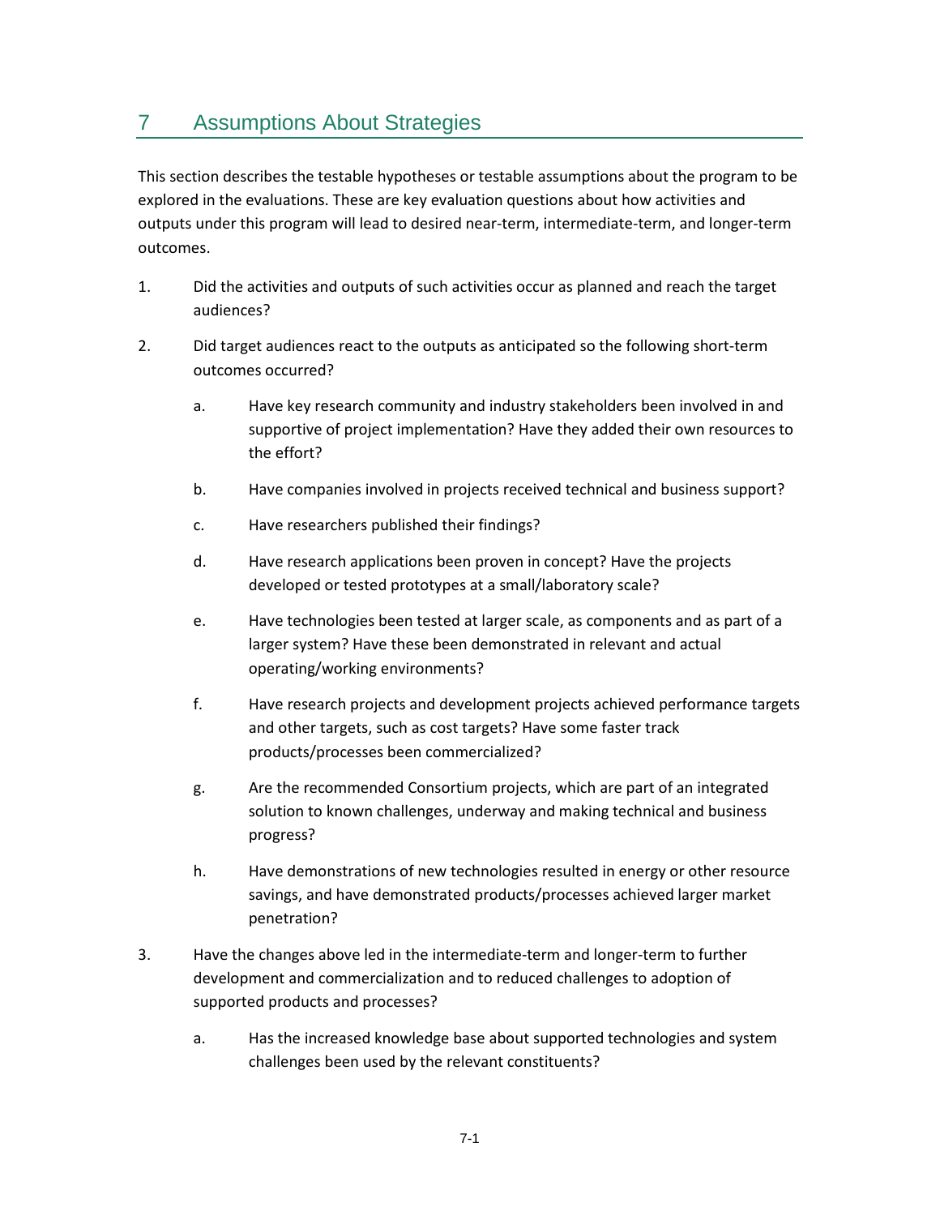# 7 Assumptions About Strategies

This section describes the testable hypotheses or testable assumptions about the program to be explored in the evaluations. These are key evaluation questions about how activities and outputs under this program will lead to desired near-term, intermediate-term, and longer-term outcomes.

1. Did the activities and outputs of such activities occur as planned and reach the target audiences?

2. Did target audiences react to the outputs as anticipated so the following short-term outcomes occurred?

   a. Have key research community and industry stakeholders been involved in and supportive of project implementation? Have they added their own resources to the effort?

   b. Have companies involved in projects received technical and business support?

   c. Have researchers published their findings?

   d. Have research applications been proven in concept? Have the projects developed or tested prototypes at a small/laboratory scale?

   e. Have technologies been tested at larger scale, as components and as part of a larger system? Have these been demonstrated in relevant and actual operating/working environments?

   f. Have research projects and development projects achieved performance targets and other targets, such as cost targets? Have some faster track products/processes been commercialized?

   g. Are the recommended Consortium projects, which are part of an integrated solution to known challenges, underway and making technical and business progress?

   h. Have demonstrations of new technologies resulted in energy or other resource savings, and have demonstrated products/processes achieved larger market penetration?

3. Have the changes above led in the intermediate-term and longer-term to further development and commercialization and to reduced challenges to adoption of supported products and processes?

   a. Has the increased knowledge base about supported technologies and system challenges been used by the relevant constituents?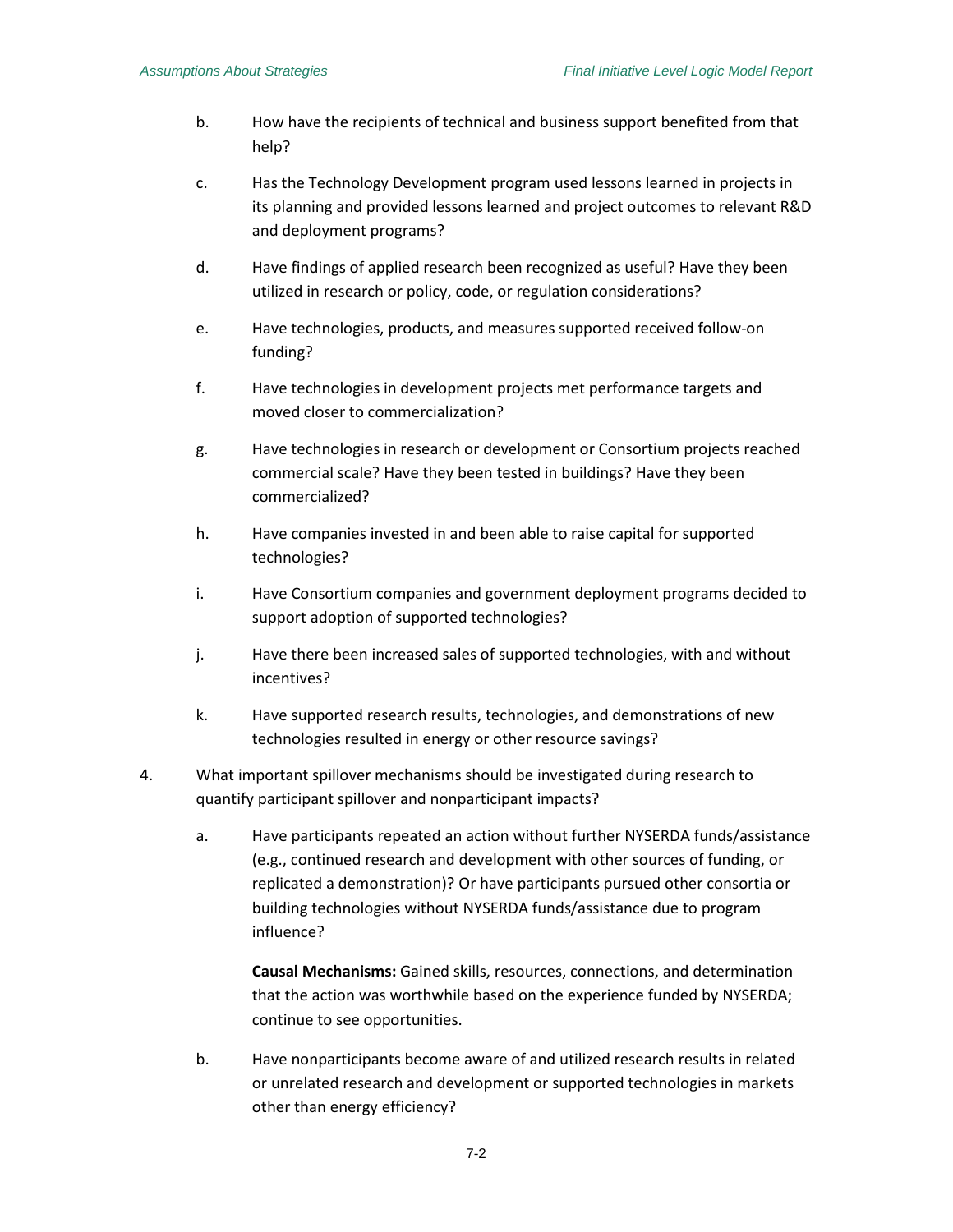b. How have the recipients of technical and business support benefited from that help?

c. Has the Technology Development program used lessons learned in projects in its planning and provided lessons learned and project outcomes to relevant R&D and deployment programs?

d. Have findings of applied research been recognized as useful? Have they been utilized in research or policy, code, or regulation considerations?

e. Have technologies, products, and measures supported received follow-on funding?

f. Have technologies in development projects met performance targets and moved closer to commercialization?

g. Have technologies in research or development or Consortium projects reached commercial scale? Have they been tested in buildings? Have they been commercialized?

h. Have companies invested in and been able to raise capital for supported technologies?

i. Have Consortium companies and government deployment programs decided to support adoption of supported technologies?

j. Have there been increased sales of supported technologies, with and without incentives?

k. Have supported research results, technologies, and demonstrations of new technologies resulted in energy or other resource savings?

4. What important spillover mechanisms should be investigated during research to quantify participant spillover and nonparticipant impacts?

   a. Have participants repeated an action without further NYSERDA funds/assistance (e.g., continued research and development with other sources of funding, or replicated a demonstration)? Or have participants pursued other consortia or building technologies without NYSERDA funds/assistance due to program influence?

      **Causal Mechanisms:** Gained skills, resources, connections, and determination that the action was worthwhile based on the experience funded by NYSERDA; continue to see opportunities.

   b. Have nonparticipants become aware of and utilized research results in related or unrelated research and development or supported technologies in markets other than energy efficiency?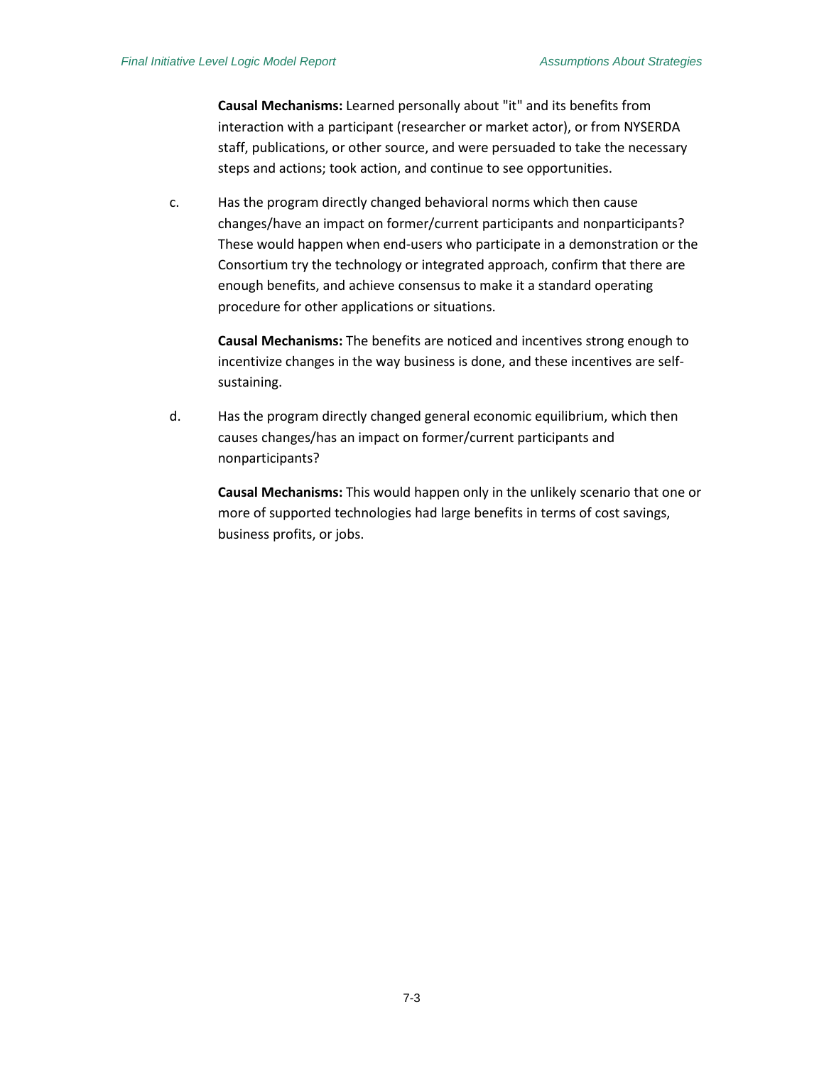**Causal Mechanisms:** Learned personally about "it" and its benefits from interaction with a participant (researcher or market actor), or from NYSERDA staff, publications, or other source, and were persuaded to take the necessary steps and actions; took action, and continue to see opportunities.

c. Has the program directly changed behavioral norms which then cause changes/have an impact on former/current participants and nonparticipants? These would happen when end-users who participate in a demonstration or the Consortium try the technology or integrated approach, confirm that there are enough benefits, and achieve consensus to make it a standard operating procedure for other applications or situations.

    **Causal Mechanisms:** The benefits are noticed and incentives strong enough to incentivize changes in the way business is done, and these incentives are self-sustaining.

d. Has the program directly changed general economic equilibrium, which then causes changes/has an impact on former/current participants and nonparticipants?

    **Causal Mechanisms:** This would happen only in the unlikely scenario that one or more of supported technologies had large benefits in terms of cost savings, business profits, or jobs.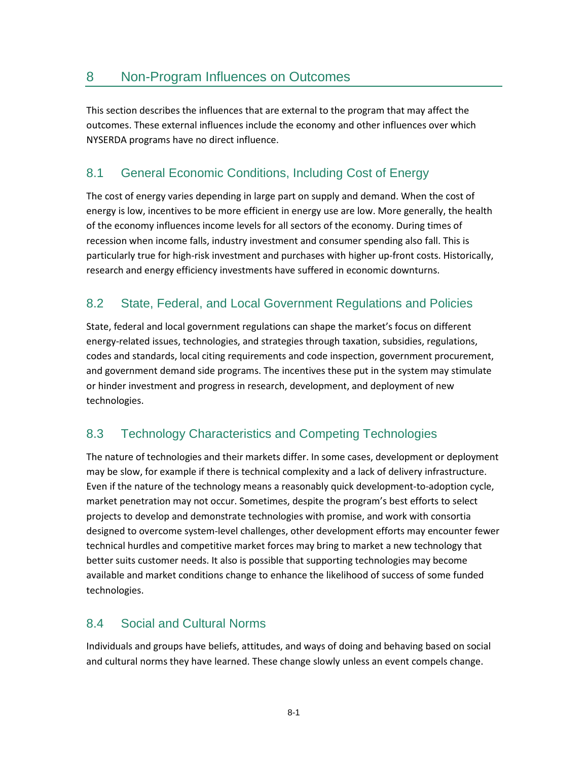# 8 Non-Program Influences on Outcomes

This section describes the influences that are external to the program that may affect the outcomes. These external influences include the economy and other influences over which NYSERDA programs have no direct influence.

## 8.1 General Economic Conditions, Including Cost of Energy

The cost of energy varies depending in large part on supply and demand. When the cost of energy is low, incentives to be more efficient in energy use are low. More generally, the health of the economy influences income levels for all sectors of the economy. During times of recession when income falls, industry investment and consumer spending also fall. This is particularly true for high-risk investment and purchases with higher up-front costs. Historically, research and energy efficiency investments have suffered in economic downturns.

## 8.2 State, Federal, and Local Government Regulations and Policies

State, federal and local government regulations can shape the market's focus on different energy-related issues, technologies, and strategies through taxation, subsidies, regulations, codes and standards, local citing requirements and code inspection, government procurement, and government demand side programs. The incentives these put in the system may stimulate or hinder investment and progress in research, development, and deployment of new technologies.

## 8.3 Technology Characteristics and Competing Technologies

The nature of technologies and their markets differ. In some cases, development or deployment may be slow, for example if there is technical complexity and a lack of delivery infrastructure. Even if the nature of the technology means a reasonably quick development-to-adoption cycle, market penetration may not occur. Sometimes, despite the program's best efforts to select projects to develop and demonstrate technologies with promise, and work with consortia designed to overcome system-level challenges, other development efforts may encounter fewer technical hurdles and competitive market forces may bring to market a new technology that better suits customer needs. It also is possible that supporting technologies may become available and market conditions change to enhance the likelihood of success of some funded technologies.

## 8.4 Social and Cultural Norms

Individuals and groups have beliefs, attitudes, and ways of doing and behaving based on social and cultural norms they have learned. These change slowly unless an event compels change.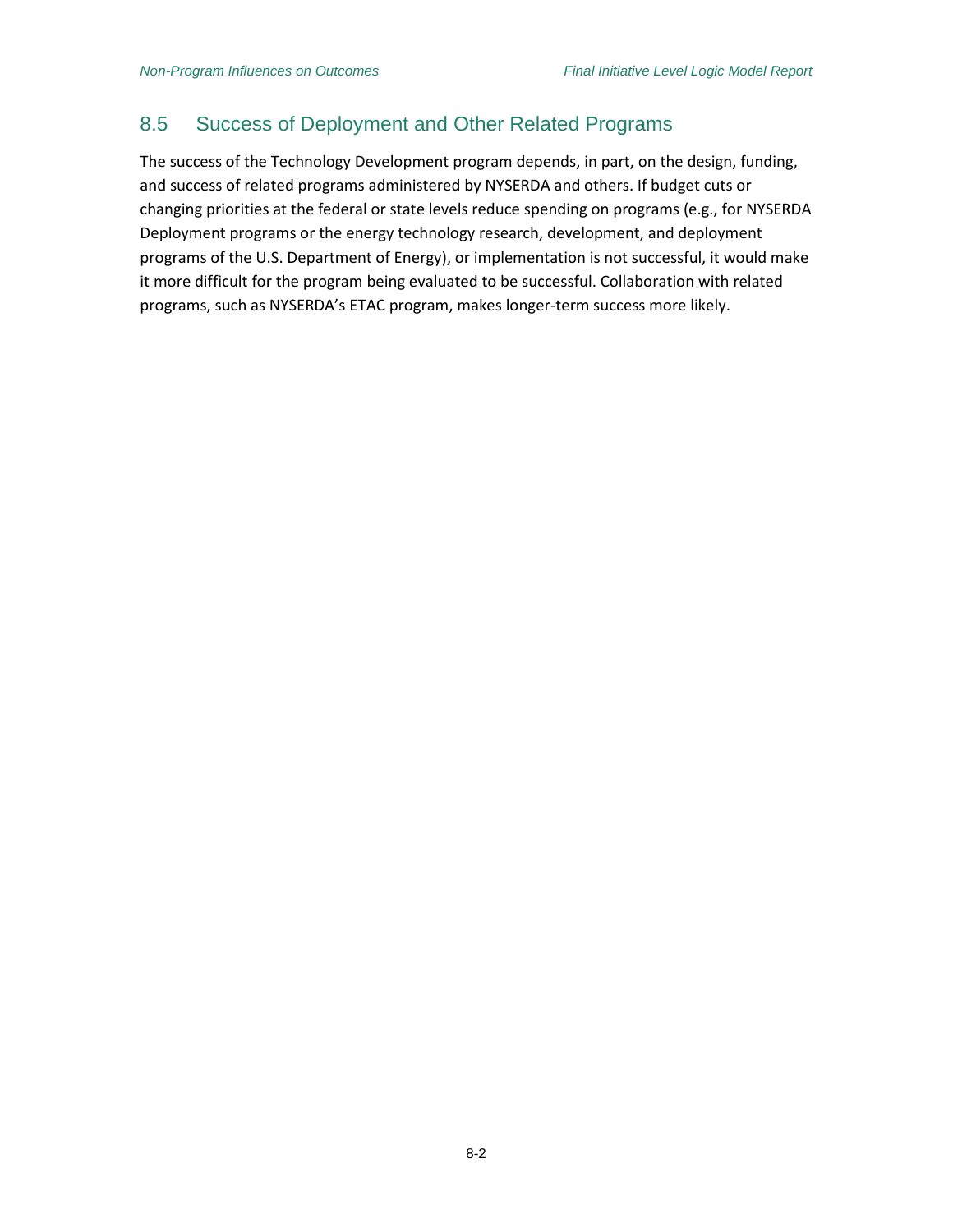## 8.5 Success of Deployment and Other Related Programs

The success of the Technology Development program depends, in part, on the design, funding, and success of related programs administered by NYSERDA and others. If budget cuts or changing priorities at the federal or state levels reduce spending on programs (e.g., for NYSERDA Deployment programs or the energy technology research, development, and deployment programs of the U.S. Department of Energy), or implementation is not successful, it would make it more difficult for the program being evaluated to be successful. Collaboration with related programs, such as NYSERDA's ETAC program, makes longer-term success more likely.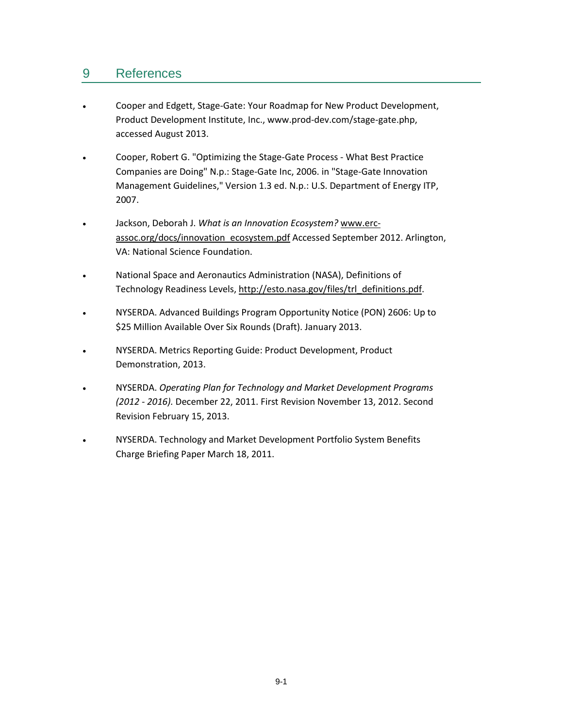# 9 References

- Cooper and Edgett, Stage-Gate: Your Roadmap for New Product Development, Product Development Institute, Inc., www.prod-dev.com/stage-gate.php, accessed August 2013.

- Cooper, Robert G. "Optimizing the Stage-Gate Process - What Best Practice Companies are Doing" N.p.: Stage-Gate Inc, 2006. in "Stage-Gate Innovation Management Guidelines," Version 1.3 ed. N.p.: U.S. Department of Energy ITP, 2007.

- Jackson, Deborah J. *What is an Innovation Ecosystem?* www.erc-assoc.org/docs/innovation_ecosystem.pdf Accessed September 2012. Arlington, VA: National Science Foundation.

- National Space and Aeronautics Administration (NASA), Definitions of Technology Readiness Levels, http://esto.nasa.gov/files/trl_definitions.pdf.

- NYSERDA. Advanced Buildings Program Opportunity Notice (PON) 2606: Up to $25 Million Available Over Six Rounds (Draft). January 2013.

- NYSERDA. Metrics Reporting Guide: Product Development, Product Demonstration, 2013.

- NYSERDA. *Operating Plan for Technology and Market Development Programs (2012 - 2016).* December 22, 2011. First Revision November 13, 2012. Second Revision February 15, 2013.

- NYSERDA. Technology and Market Development Portfolio System Benefits Charge Briefing Paper March 18, 2011.